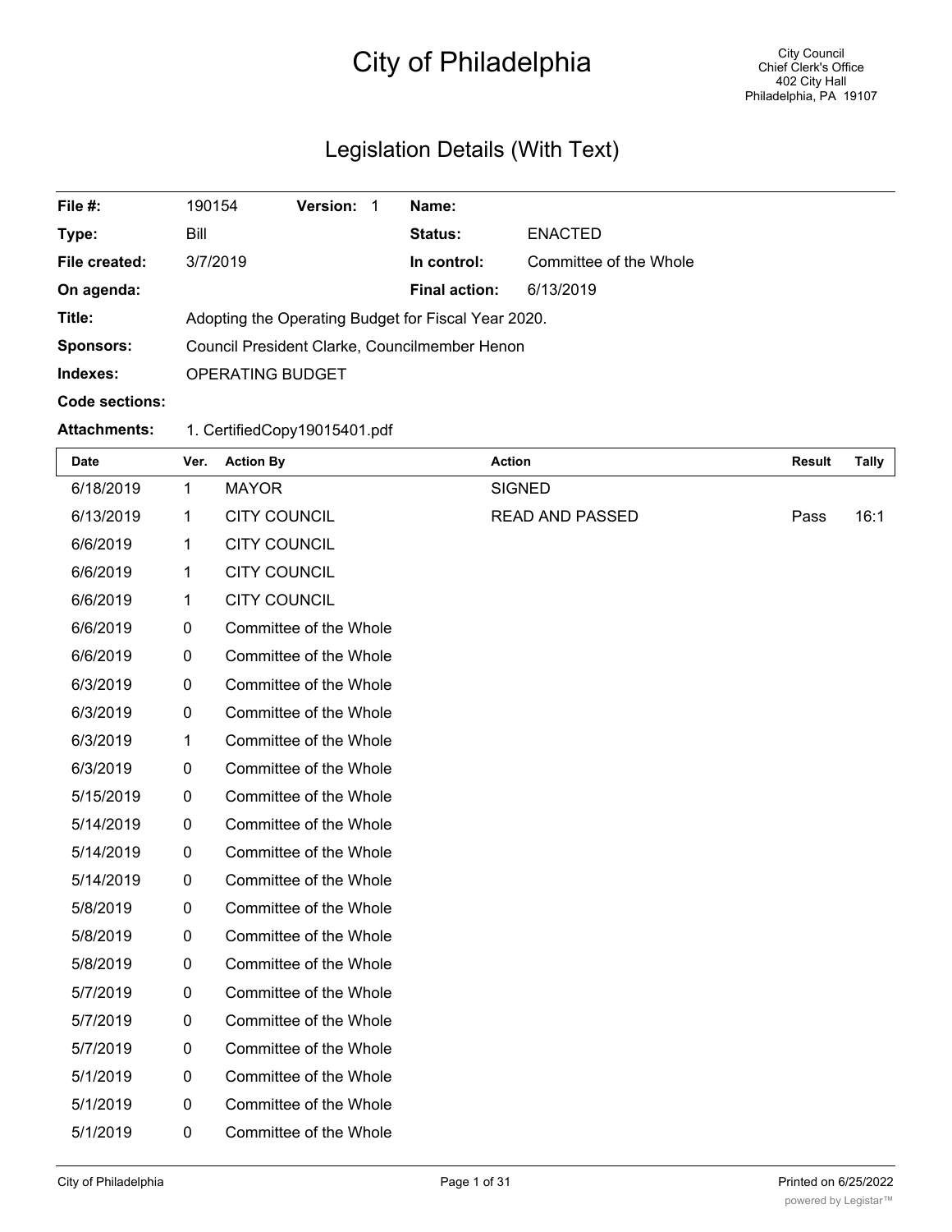# City of Philadelphia

City Council
Chief Clerk's Office
402 City Hall
Philadelphia, PA 19107

## Legislation Details (With Text)

| | | | | |
|---|---|---|---|---|
| **File #:** | 190154 | **Version:** 1 | **Name:** | |
| **Type:** | Bill | | **Status:** | ENACTED |
| **File created:** | 3/7/2019 | | **In control:** | Committee of the Whole |
| **On agenda:** | | | **Final action:** | 6/13/2019 |
| **Title:** | Adopting the Operating Budget for Fiscal Year 2020. | | | |
| **Sponsors:** | Council President Clarke, Councilmember Henon | | | |
| **Indexes:** | OPERATING BUDGET | | | |
| **Code sections:** | | | | |
| **Attachments:** | 1. CertifiedCopy19015401.pdf | | | |

| Date | Ver. | Action By | Action | Result | Tally |
|---|---|---|---|---|---|
| 6/18/2019 | 1 | MAYOR | SIGNED | | |
| 6/13/2019 | 1 | CITY COUNCIL | READ AND PASSED | Pass | 16:1 |
| 6/6/2019 | 1 | CITY COUNCIL | | | |
| 6/6/2019 | 1 | CITY COUNCIL | | | |
| 6/6/2019 | 1 | CITY COUNCIL | | | |
| 6/6/2019 | 0 | Committee of the Whole | | | |
| 6/6/2019 | 0 | Committee of the Whole | | | |
| 6/3/2019 | 0 | Committee of the Whole | | | |
| 6/3/2019 | 0 | Committee of the Whole | | | |
| 6/3/2019 | 1 | Committee of the Whole | | | |
| 6/3/2019 | 0 | Committee of the Whole | | | |
| 5/15/2019 | 0 | Committee of the Whole | | | |
| 5/14/2019 | 0 | Committee of the Whole | | | |
| 5/14/2019 | 0 | Committee of the Whole | | | |
| 5/14/2019 | 0 | Committee of the Whole | | | |
| 5/8/2019 | 0 | Committee of the Whole | | | |
| 5/8/2019 | 0 | Committee of the Whole | | | |
| 5/8/2019 | 0 | Committee of the Whole | | | |
| 5/7/2019 | 0 | Committee of the Whole | | | |
| 5/7/2019 | 0 | Committee of the Whole | | | |
| 5/7/2019 | 0 | Committee of the Whole | | | |
| 5/1/2019 | 0 | Committee of the Whole | | | |
| 5/1/2019 | 0 | Committee of the Whole | | | |
| 5/1/2019 | 0 | Committee of the Whole | | | |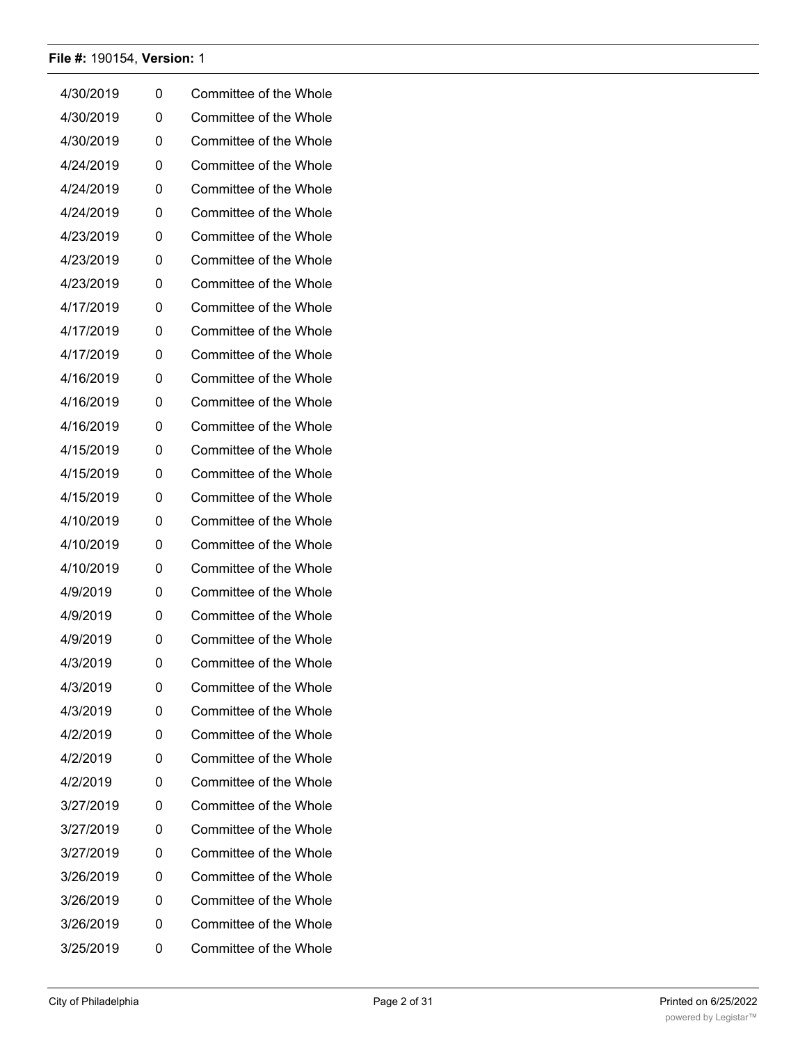| | | |
|---|---|---|
| 4/30/2019 | 0 | Committee of the Whole |
| 4/30/2019 | 0 | Committee of the Whole |
| 4/30/2019 | 0 | Committee of the Whole |
| 4/24/2019 | 0 | Committee of the Whole |
| 4/24/2019 | 0 | Committee of the Whole |
| 4/24/2019 | 0 | Committee of the Whole |
| 4/23/2019 | 0 | Committee of the Whole |
| 4/23/2019 | 0 | Committee of the Whole |
| 4/23/2019 | 0 | Committee of the Whole |
| 4/17/2019 | 0 | Committee of the Whole |
| 4/17/2019 | 0 | Committee of the Whole |
| 4/17/2019 | 0 | Committee of the Whole |
| 4/16/2019 | 0 | Committee of the Whole |
| 4/16/2019 | 0 | Committee of the Whole |
| 4/16/2019 | 0 | Committee of the Whole |
| 4/15/2019 | 0 | Committee of the Whole |
| 4/15/2019 | 0 | Committee of the Whole |
| 4/15/2019 | 0 | Committee of the Whole |
| 4/10/2019 | 0 | Committee of the Whole |
| 4/10/2019 | 0 | Committee of the Whole |
| 4/10/2019 | 0 | Committee of the Whole |
| 4/9/2019 | 0 | Committee of the Whole |
| 4/9/2019 | 0 | Committee of the Whole |
| 4/9/2019 | 0 | Committee of the Whole |
| 4/3/2019 | 0 | Committee of the Whole |
| 4/3/2019 | 0 | Committee of the Whole |
| 4/3/2019 | 0 | Committee of the Whole |
| 4/2/2019 | 0 | Committee of the Whole |
| 4/2/2019 | 0 | Committee of the Whole |
| 4/2/2019 | 0 | Committee of the Whole |
| 3/27/2019 | 0 | Committee of the Whole |
| 3/27/2019 | 0 | Committee of the Whole |
| 3/27/2019 | 0 | Committee of the Whole |
| 3/26/2019 | 0 | Committee of the Whole |
| 3/26/2019 | 0 | Committee of the Whole |
| 3/26/2019 | 0 | Committee of the Whole |
| 3/25/2019 | 0 | Committee of the Whole |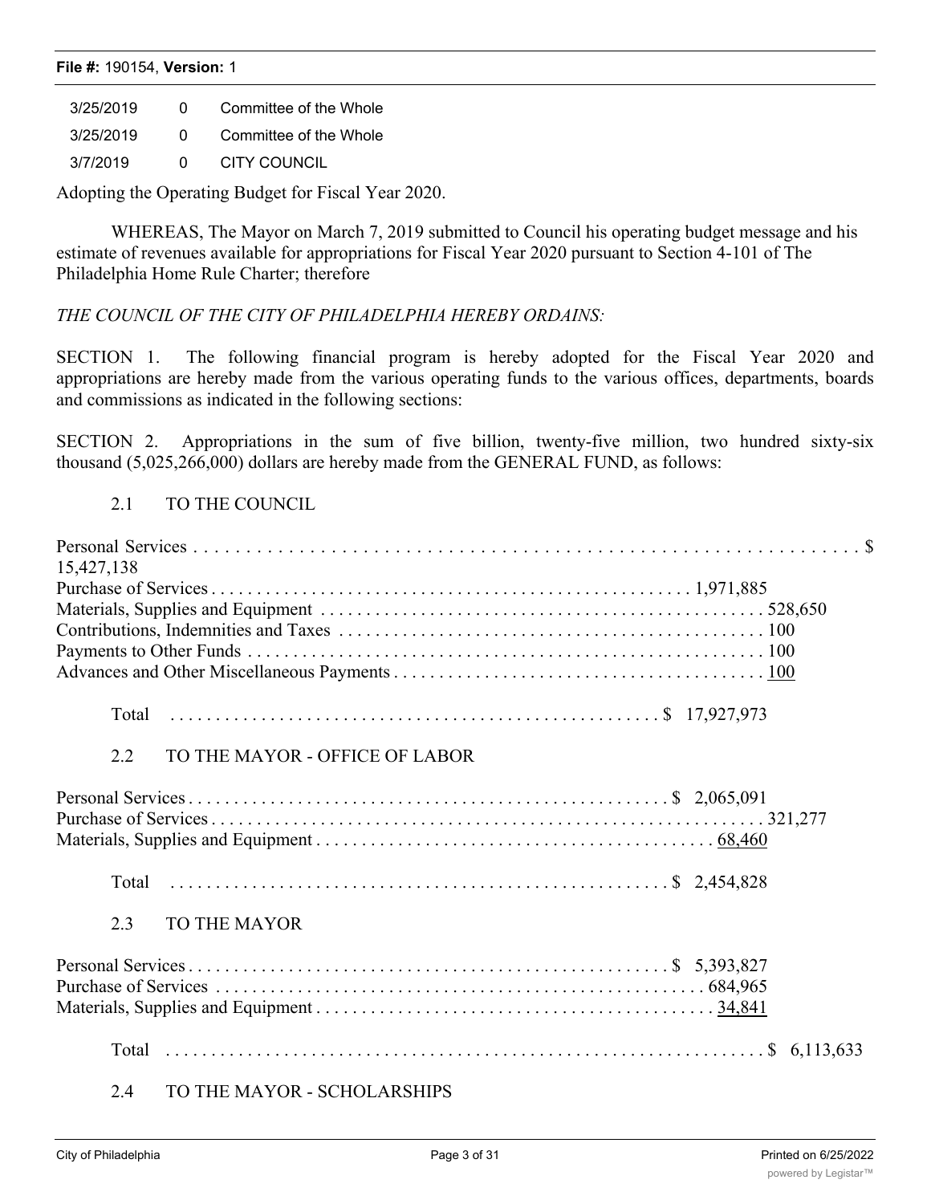| | | |
|---|---|---|
| 3/25/2019 | 0 | Committee of the Whole |
| 3/25/2019 | 0 | Committee of the Whole |
| 3/7/2019 | 0 | CITY COUNCIL |

Adopting the Operating Budget for Fiscal Year 2020.

WHEREAS, The Mayor on March 7, 2019 submitted to Council his operating budget message and his estimate of revenues available for appropriations for Fiscal Year 2020 pursuant to Section 4-101 of The Philadelphia Home Rule Charter; therefore

*THE COUNCIL OF THE CITY OF PHILADELPHIA HEREBY ORDAINS:*

SECTION 1. The following financial program is hereby adopted for the Fiscal Year 2020 and appropriations are hereby made from the various operating funds to the various offices, departments, boards and commissions as indicated in the following sections:

SECTION 2. Appropriations in the sum of five billion, twenty-five million, two hundred sixty-six thousand (5,025,266,000) dollars are hereby made from the GENERAL FUND, as follows:

2.1 TO THE COUNCIL

| | |
|---|---|
| Personal Services | $ 15,427,138 |
| Purchase of Services | 1,971,885 |
| Materials, Supplies and Equipment | 528,650 |
| Contributions, Indemnities and Taxes | 100 |
| Payments to Other Funds | 100 |
| Advances and Other Miscellaneous Payments | 100 |
| Total | $ 17,927,973 |

2.2 TO THE MAYOR - OFFICE OF LABOR

| | |
|---|---|
| Personal Services | $ 2,065,091 |
| Purchase of Services | 321,277 |
| Materials, Supplies and Equipment | 68,460 |
| Total | $ 2,454,828 |

2.3 TO THE MAYOR

| | |
|---|---|
| Personal Services | $ 5,393,827 |
| Purchase of Services | 684,965 |
| Materials, Supplies and Equipment | 34,841 |
| Total | $ 6,113,633 |

2.4 TO THE MAYOR - SCHOLARSHIPS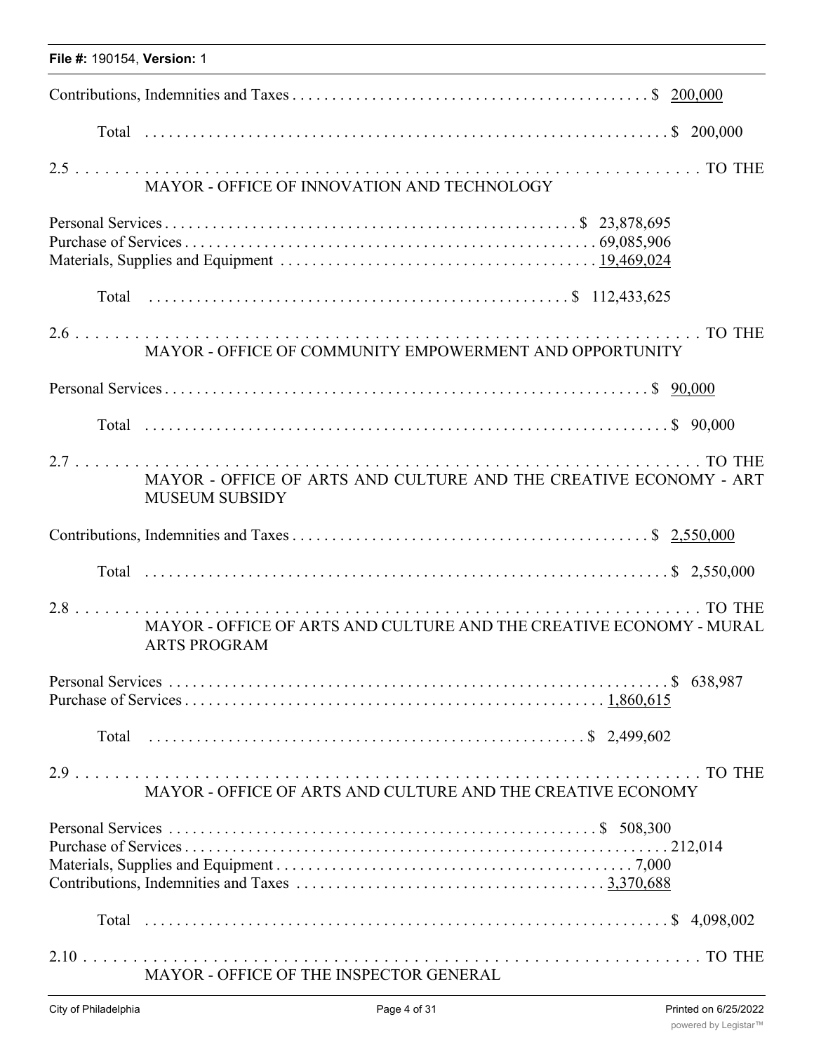Contributions, Indemnities and Taxes . . . . . . . . . . . . . . . . . . . . . . . . . . . . . . . . . . . . . . . . . . . . . $ 200,000

Total . . . . . . . . . . . . . . . . . . . . . . . . . . . . . . . . . . . . . . . . . . . . . . . . . . . . . . . . . . . . . . $ 200,000

2.5 . . . . . . . . . . . . . . . . . . . . . . . . . . . . . . . . . . . . . . . . . . . . . . . . . . . . . . . . . . . . . . . . TO THE
MAYOR - OFFICE OF INNOVATION AND TECHNOLOGY

Personal Services . . . . . . . . . . . . . . . . . . . . . . . . . . . . . . . . . . . . . . . . . . . . . . . . . . $ 23,878,695
Purchase of Services . . . . . . . . . . . . . . . . . . . . . . . . . . . . . . . . . . . . . . . . . . . . . . . . . 69,085,906
Materials, Supplies and Equipment . . . . . . . . . . . . . . . . . . . . . . . . . . . . . . . . . . . . . . 19,469,024

Total . . . . . . . . . . . . . . . . . . . . . . . . . . . . . . . . . . . . . . . . . . . . . . . . . . $ 112,433,625

2.6 . . . . . . . . . . . . . . . . . . . . . . . . . . . . . . . . . . . . . . . . . . . . . . . . . . . . . . . . . . . . . . . . TO THE
MAYOR - OFFICE OF COMMUNITY EMPOWERMENT AND OPPORTUNITY

Personal Services . . . . . . . . . . . . . . . . . . . . . . . . . . . . . . . . . . . . . . . . . . . . . . . . . . . . . . . . . . $ 90,000

Total . . . . . . . . . . . . . . . . . . . . . . . . . . . . . . . . . . . . . . . . . . . . . . . . . . . . . . . . . . . . . . $ 90,000

2.7 . . . . . . . . . . . . . . . . . . . . . . . . . . . . . . . . . . . . . . . . . . . . . . . . . . . . . . . . . . . . . . . . TO THE
MAYOR - OFFICE OF ARTS AND CULTURE AND THE CREATIVE ECONOMY - ART MUSEUM SUBSIDY

Contributions, Indemnities and Taxes . . . . . . . . . . . . . . . . . . . . . . . . . . . . . . . . . . . . . . . . . . . . . $ 2,550,000

Total . . . . . . . . . . . . . . . . . . . . . . . . . . . . . . . . . . . . . . . . . . . . . . . . . . . . . . . . . . . . . . $ 2,550,000

2.8 . . . . . . . . . . . . . . . . . . . . . . . . . . . . . . . . . . . . . . . . . . . . . . . . . . . . . . . . . . . . . . . . TO THE
MAYOR - OFFICE OF ARTS AND CULTURE AND THE CREATIVE ECONOMY - MURAL ARTS PROGRAM

Personal Services . . . . . . . . . . . . . . . . . . . . . . . . . . . . . . . . . . . . . . . . . . . . . . . . . . . . . . . . . . $ 638,987
Purchase of Services . . . . . . . . . . . . . . . . . . . . . . . . . . . . . . . . . . . . . . . . . . . . . . . . . . 1,860,615

Total . . . . . . . . . . . . . . . . . . . . . . . . . . . . . . . . . . . . . . . . . . . . . . . . . . . . $ 2,499,602

2.9 . . . . . . . . . . . . . . . . . . . . . . . . . . . . . . . . . . . . . . . . . . . . . . . . . . . . . . . . . . . . . . . . TO THE
MAYOR - OFFICE OF ARTS AND CULTURE AND THE CREATIVE ECONOMY

Personal Services . . . . . . . . . . . . . . . . . . . . . . . . . . . . . . . . . . . . . . . . . . . . . . . . . . . $ 508,300
Purchase of Services . . . . . . . . . . . . . . . . . . . . . . . . . . . . . . . . . . . . . . . . . . . . . . . . . . . . . . 212,014
Materials, Supplies and Equipment . . . . . . . . . . . . . . . . . . . . . . . . . . . . . . . . . . . . . . . . . . . 7,000
Contributions, Indemnities and Taxes . . . . . . . . . . . . . . . . . . . . . . . . . . . . . . . . . . . . . . 3,370,688

Total . . . . . . . . . . . . . . . . . . . . . . . . . . . . . . . . . . . . . . . . . . . . . . . . . . . . . . . . . . . . . . $ 4,098,002

2.10 . . . . . . . . . . . . . . . . . . . . . . . . . . . . . . . . . . . . . . . . . . . . . . . . . . . . . . . . . . . . . . . TO THE
MAYOR - OFFICE OF THE INSPECTOR GENERAL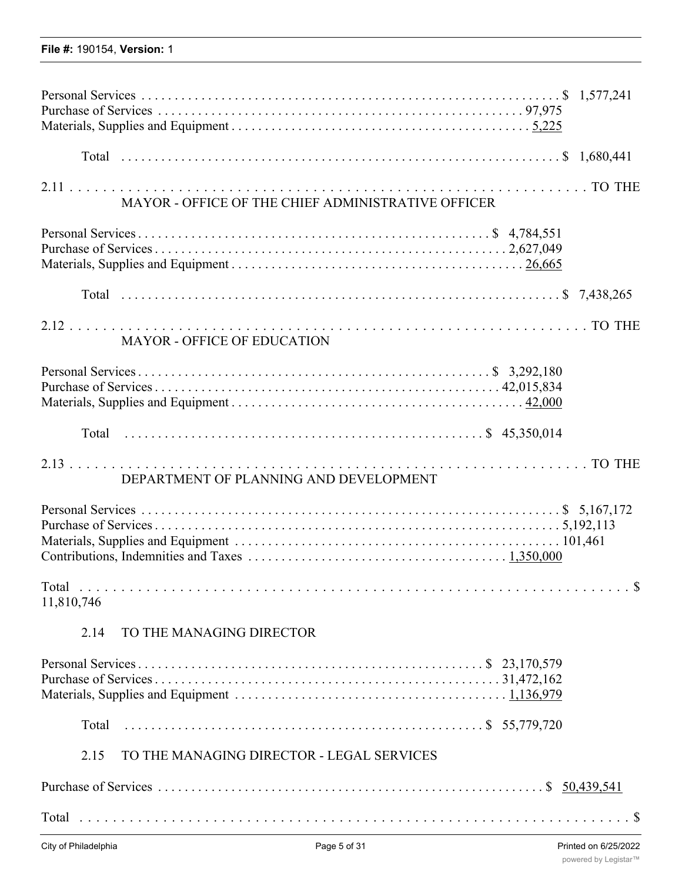Personal Services . . . . . . . . . . . . . . . . . . . . . . . . . . . . . . . . . . . . . . . . . . . . . . . . . . . . . . . . . . . . . $ 1,577,241
Purchase of Services . . . . . . . . . . . . . . . . . . . . . . . . . . . . . . . . . . . . . . . . . . . . . . . . . . . . . 97,975
Materials, Supplies and Equipment . . . . . . . . . . . . . . . . . . . . . . . . . . . . . . . . . . . . . . . . . . . 5,225

Total . . . . . . . . . . . . . . . . . . . . . . . . . . . . . . . . . . . . . . . . . . . . . . . . . . . . . . . . . . . . $ 1,680,441

2.11 . . . . . . . . . . . . . . . . . . . . . . . . . . . . . . . . . . . . . . . . . . . . . . . . . . . . . . . . . . . . . . . . TO THE
MAYOR - OFFICE OF THE CHIEF ADMINISTRATIVE OFFICER

Personal Services . . . . . . . . . . . . . . . . . . . . . . . . . . . . . . . . . . . . . . . . . . . . . . . . . . . $ 4,784,551
Purchase of Services . . . . . . . . . . . . . . . . . . . . . . . . . . . . . . . . . . . . . . . . . . . . . . . . . . 2,627,049
Materials, Supplies and Equipment . . . . . . . . . . . . . . . . . . . . . . . . . . . . . . . . . . . . . . . . . . 26,665

Total . . . . . . . . . . . . . . . . . . . . . . . . . . . . . . . . . . . . . . . . . . . . . . . . . . . . . . . . . . . . $ 7,438,265

2.12 . . . . . . . . . . . . . . . . . . . . . . . . . . . . . . . . . . . . . . . . . . . . . . . . . . . . . . . . . . . . . . . . TO THE
MAYOR - OFFICE OF EDUCATION

Personal Services . . . . . . . . . . . . . . . . . . . . . . . . . . . . . . . . . . . . . . . . . . . . . . . . . . . $ 3,292,180
Purchase of Services . . . . . . . . . . . . . . . . . . . . . . . . . . . . . . . . . . . . . . . . . . . . . . . . . 42,015,834
Materials, Supplies and Equipment . . . . . . . . . . . . . . . . . . . . . . . . . . . . . . . . . . . . . . . . . . 42,000

Total . . . . . . . . . . . . . . . . . . . . . . . . . . . . . . . . . . . . . . . . . . . . . . . . . . . $ 45,350,014

2.13 . . . . . . . . . . . . . . . . . . . . . . . . . . . . . . . . . . . . . . . . . . . . . . . . . . . . . . . . . . . . . . . . TO THE
DEPARTMENT OF PLANNING AND DEVELOPMENT

Personal Services . . . . . . . . . . . . . . . . . . . . . . . . . . . . . . . . . . . . . . . . . . . . . . . . . . . . . . . . . . . . $ 5,167,172
Purchase of Services . . . . . . . . . . . . . . . . . . . . . . . . . . . . . . . . . . . . . . . . . . . . . . . . . . . . . . . . . 5,192,113
Materials, Supplies and Equipment . . . . . . . . . . . . . . . . . . . . . . . . . . . . . . . . . . . . . . . . . . . . . . 101,461
Contributions, Indemnities and Taxes . . . . . . . . . . . . . . . . . . . . . . . . . . . . . . . . . . . . . . 1,350,000

Total . . . . . . . . . . . . . . . . . . . . . . . . . . . . . . . . . . . . . . . . . . . . . . . . . . . . . . . . . . . . . . . . $
11,810,746

2.14 TO THE MANAGING DIRECTOR

Personal Services . . . . . . . . . . . . . . . . . . . . . . . . . . . . . . . . . . . . . . . . . . . . . . . . . . . $ 23,170,579
Purchase of Services . . . . . . . . . . . . . . . . . . . . . . . . . . . . . . . . . . . . . . . . . . . . . . . . . 31,472,162
Materials, Supplies and Equipment . . . . . . . . . . . . . . . . . . . . . . . . . . . . . . . . . . . . . . . . 1,136,979

Total . . . . . . . . . . . . . . . . . . . . . . . . . . . . . . . . . . . . . . . . . . . . . . . . . . . $ 55,779,720

2.15 TO THE MANAGING DIRECTOR - LEGAL SERVICES

Purchase of Services . . . . . . . . . . . . . . . . . . . . . . . . . . . . . . . . . . . . . . . . . . . . . . . . . . . . . . . . $ 50,439,541

Total . . . . . . . . . . . . . . . . . . . . . . . . . . . . . . . . . . . . . . . . . . . . . . . . . . . . . . . . . . . . . . . . $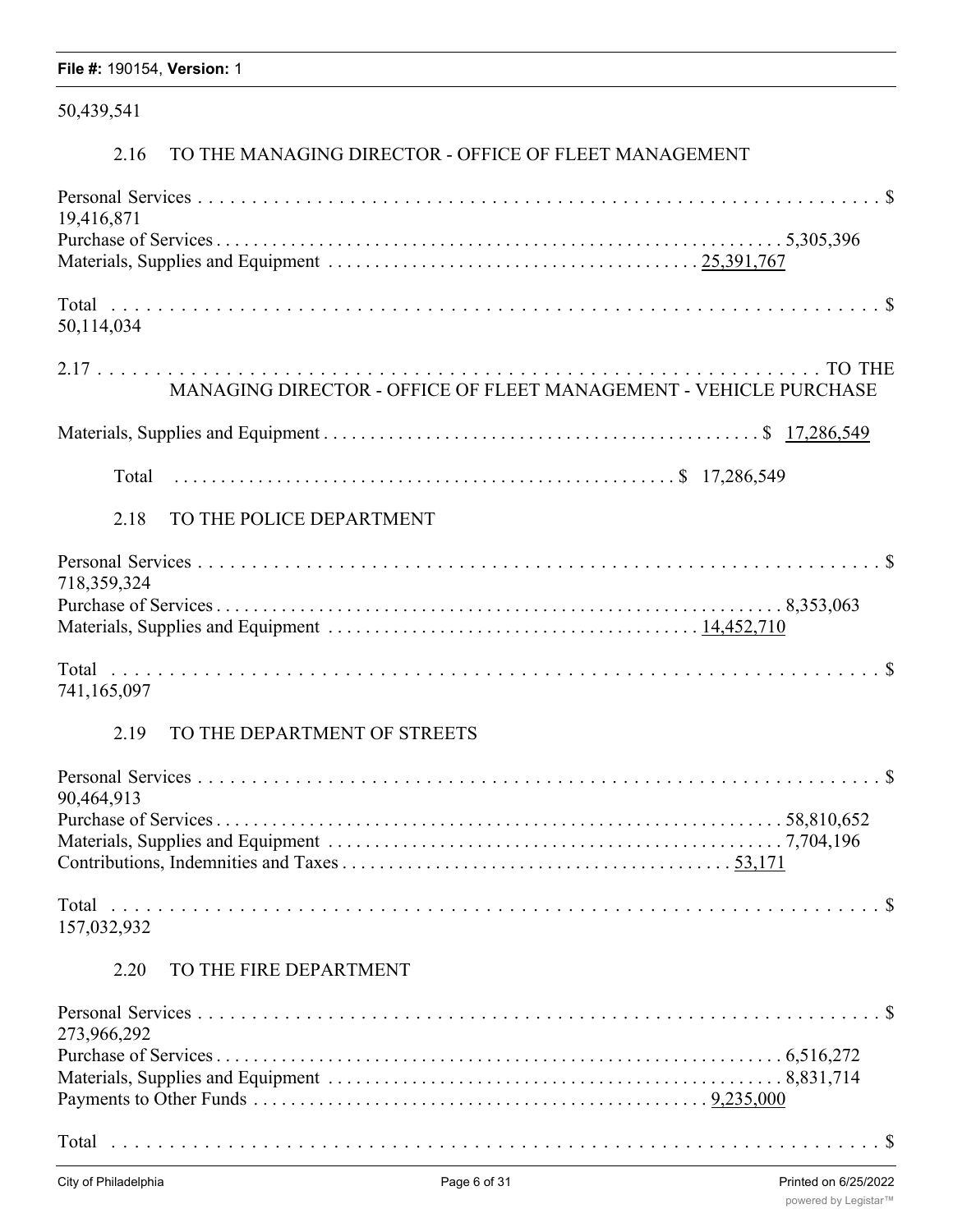50,439,541

2.16 TO THE MANAGING DIRECTOR - OFFICE OF FLEET MANAGEMENT

| | |
|---|---|
| Personal Services | $ 19,416,871 |
| Purchase of Services | 5,305,396 |
| Materials, Supplies and Equipment | 25,391,767 |
| Total | $ 50,114,034 |

2.17 TO THE MANAGING DIRECTOR - OFFICE OF FLEET MANAGEMENT - VEHICLE PURCHASE

| | |
|---|---|
| Materials, Supplies and Equipment | $ 17,286,549 |
| Total | $ 17,286,549 |

2.18 TO THE POLICE DEPARTMENT

| | |
|---|---|
| Personal Services | $ 718,359,324 |
| Purchase of Services | 8,353,063 |
| Materials, Supplies and Equipment | 14,452,710 |
| Total | $ 741,165,097 |

2.19 TO THE DEPARTMENT OF STREETS

| | |
|---|---|
| Personal Services | $ 90,464,913 |
| Purchase of Services | 58,810,652 |
| Materials, Supplies and Equipment | 7,704,196 |
| Contributions, Indemnities and Taxes | 53,171 |
| Total | $ 157,032,932 |

2.20 TO THE FIRE DEPARTMENT

| | |
|---|---|
| Personal Services | $ 273,966,292 |
| Purchase of Services | 6,516,272 |
| Materials, Supplies and Equipment | 8,831,714 |
| Payments to Other Funds | 9,235,000 |
| Total | $ |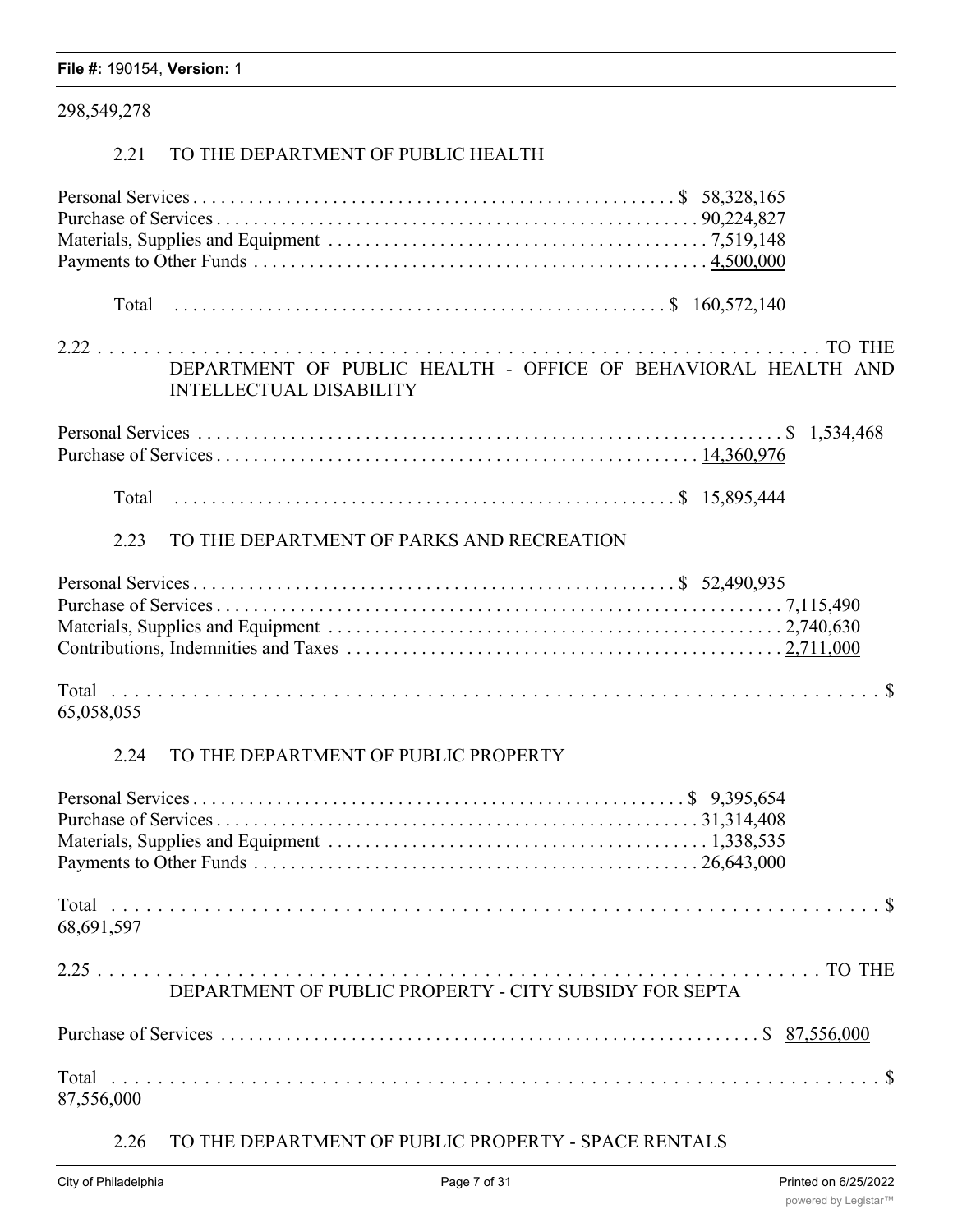298,549,278

2.21 TO THE DEPARTMENT OF PUBLIC HEALTH

| | |
|---|---|
| Personal Services | $ 58,328,165 |
| Purchase of Services | 90,224,827 |
| Materials, Supplies and Equipment | 7,519,148 |
| Payments to Other Funds | 4,500,000 |
| Total | $ 160,572,140 |

2.22 TO THE DEPARTMENT OF PUBLIC HEALTH - OFFICE OF BEHAVIORAL HEALTH AND INTELLECTUAL DISABILITY

| | |
|---|---|
| Personal Services | $ 1,534,468 |
| Purchase of Services | 14,360,976 |
| Total | $ 15,895,444 |

2.23 TO THE DEPARTMENT OF PARKS AND RECREATION

| | |
|---|---|
| Personal Services | $ 52,490,935 |
| Purchase of Services | 7,115,490 |
| Materials, Supplies and Equipment | 2,740,630 |
| Contributions, Indemnities and Taxes | 2,711,000 |
| Total | $ 65,058,055 |

2.24 TO THE DEPARTMENT OF PUBLIC PROPERTY

| | |
|---|---|
| Personal Services | $ 9,395,654 |
| Purchase of Services | 31,314,408 |
| Materials, Supplies and Equipment | 1,338,535 |
| Payments to Other Funds | 26,643,000 |
| Total | $ 68,691,597 |

2.25 TO THE DEPARTMENT OF PUBLIC PROPERTY - CITY SUBSIDY FOR SEPTA

| | |
|---|---|
| Purchase of Services | $ 87,556,000 |
| Total | $ 87,556,000 |

2.26 TO THE DEPARTMENT OF PUBLIC PROPERTY - SPACE RENTALS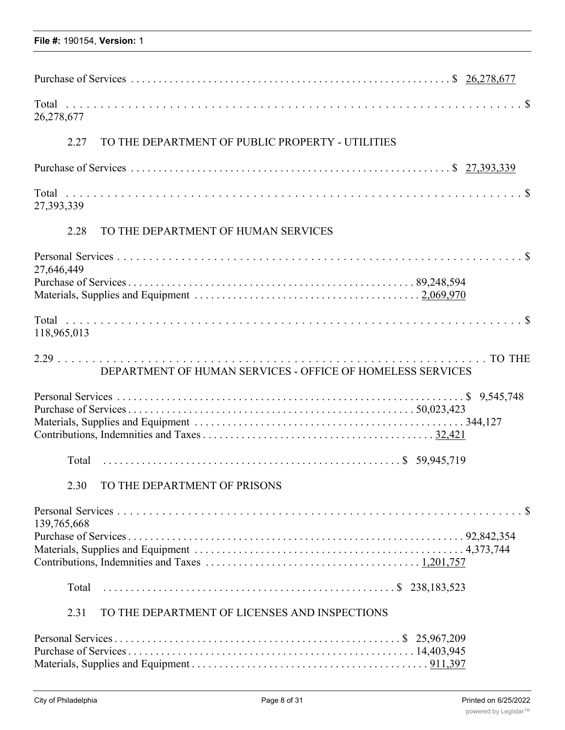Purchase of Services . . . . . . . . . . . . . . . . . . . . . . . . . . . . . . . . . . . . . . . . . . . . . . . . . . . . . . . . . $ 26,278,677

Total . . . . . . . . . . . . . . . . . . . . . . . . . . . . . . . . . . . . . . . . . . . . . . . . . . . . . . . . . . . . . . . . . . $ 26,278,677

2.27 TO THE DEPARTMENT OF PUBLIC PROPERTY - UTILITIES

Purchase of Services . . . . . . . . . . . . . . . . . . . . . . . . . . . . . . . . . . . . . . . . . . . . . . . . . . . . . . . . . $ 27,393,339

Total . . . . . . . . . . . . . . . . . . . . . . . . . . . . . . . . . . . . . . . . . . . . . . . . . . . . . . . . . . . . . . . . . . $ 27,393,339

2.28 TO THE DEPARTMENT OF HUMAN SERVICES

Personal Services . . . . . . . . . . . . . . . . . . . . . . . . . . . . . . . . . . . . . . . . . . . . . . . . . . . . . . . . . . . . $ 27,646,449
Purchase of Services . . . . . . . . . . . . . . . . . . . . . . . . . . . . . . . . . . . . . . . . . . . . . . . . . . . 89,248,594
Materials, Supplies and Equipment . . . . . . . . . . . . . . . . . . . . . . . . . . . . . . . . . . . . . . . . 2,069,970

Total . . . . . . . . . . . . . . . . . . . . . . . . . . . . . . . . . . . . . . . . . . . . . . . . . . . . . . . . . . . . . . . . . . $ 118,965,013

2.29 TO THE DEPARTMENT OF HUMAN SERVICES - OFFICE OF HOMELESS SERVICES

Personal Services . . . . . . . . . . . . . . . . . . . . . . . . . . . . . . . . . . . . . . . . . . . . . . . . . . . . . . . . . . . $ 9,545,748
Purchase of Services . . . . . . . . . . . . . . . . . . . . . . . . . . . . . . . . . . . . . . . . . . . . . . . . . . . 50,023,423
Materials, Supplies and Equipment . . . . . . . . . . . . . . . . . . . . . . . . . . . . . . . . . . . . . . . . . . . . . . . 344,127
Contributions, Indemnities and Taxes . . . . . . . . . . . . . . . . . . . . . . . . . . . . . . . . . . . . . . . . . . 32,421

Total . . . . . . . . . . . . . . . . . . . . . . . . . . . . . . . . . . . . . . . . . . . . . . . . . . . . . . $ 59,945,719

2.30 TO THE DEPARTMENT OF PRISONS

Personal Services . . . . . . . . . . . . . . . . . . . . . . . . . . . . . . . . . . . . . . . . . . . . . . . . . . . . . . . . . . . . $ 139,765,668
Purchase of Services . . . . . . . . . . . . . . . . . . . . . . . . . . . . . . . . . . . . . . . . . . . . . . . . . . . . . . . . . 92,842,354
Materials, Supplies and Equipment . . . . . . . . . . . . . . . . . . . . . . . . . . . . . . . . . . . . . . . . . . . . . . . . 4,373,744
Contributions, Indemnities and Taxes . . . . . . . . . . . . . . . . . . . . . . . . . . . . . . . . . . . . . . . 1,201,757

Total . . . . . . . . . . . . . . . . . . . . . . . . . . . . . . . . . . . . . . . . . . . . . . . . . . . . . $ 238,183,523

2.31 TO THE DEPARTMENT OF LICENSES AND INSPECTIONS

Personal Services . . . . . . . . . . . . . . . . . . . . . . . . . . . . . . . . . . . . . . . . . . . . . . . . . . . . $ 25,967,209
Purchase of Services . . . . . . . . . . . . . . . . . . . . . . . . . . . . . . . . . . . . . . . . . . . . . . . . . . . 14,403,945
Materials, Supplies and Equipment . . . . . . . . . . . . . . . . . . . . . . . . . . . . . . . . . . . . . . . . . 911,397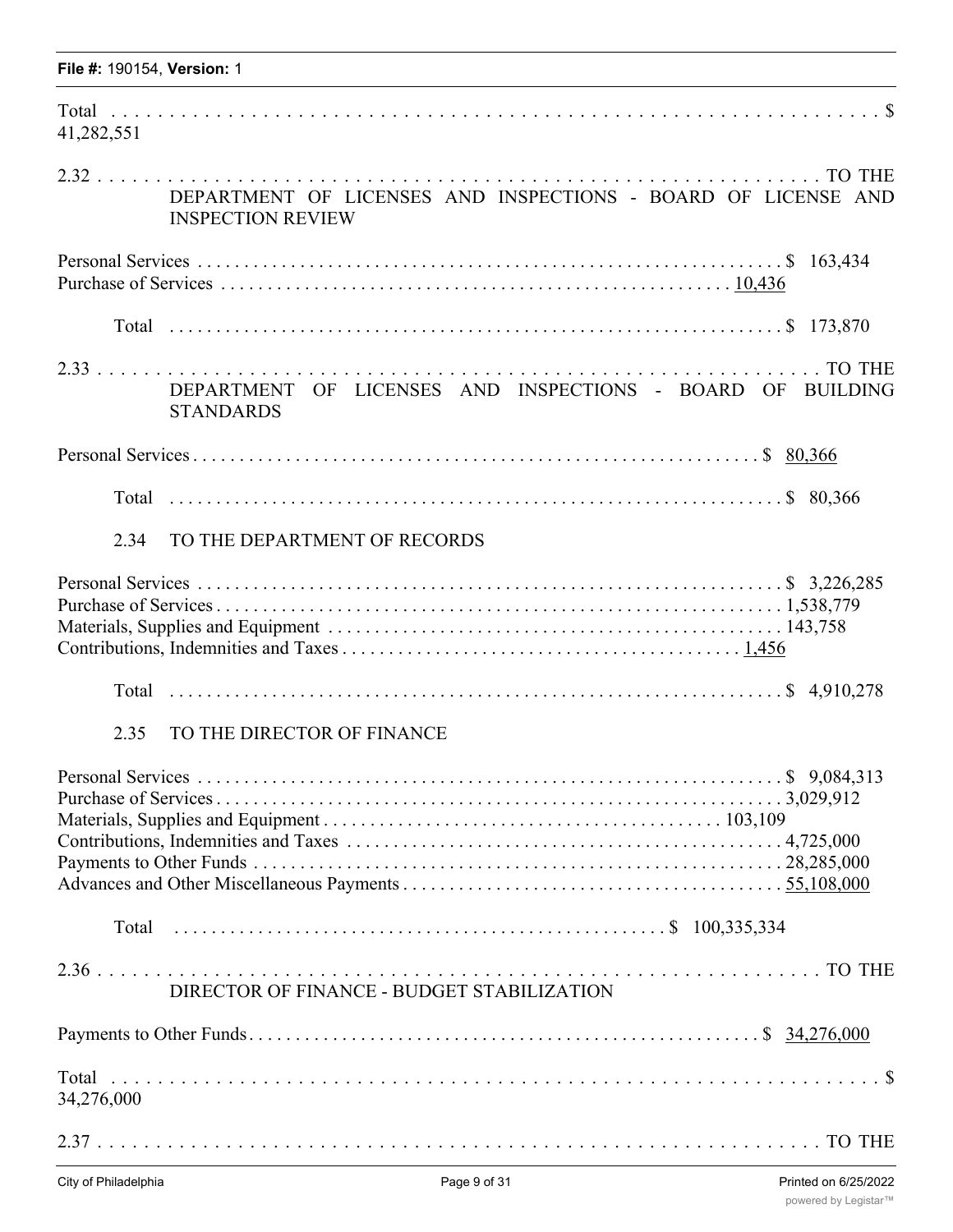Total . . . . . . . . . . . . . . . . . . . . . . . . . . . . . . . . . . . . . . . . . . . . . . . . . . . . . . . . . . . . . . . . . $ 41,282,551

2.32 . . . . . . . . . . . . . . . . . . . . . . . . . . . . . . . . . . . . . . . . . . . . . . . . . . . . . . . . . . . . . . . TO THE DEPARTMENT OF LICENSES AND INSPECTIONS - BOARD OF LICENSE AND INSPECTION REVIEW

Personal Services . . . . . . . . . . . . . . . . . . . . . . . . . . . . . . . . . . . . . . . . . . . . . . . . . . . . . . . . . $ 163,434
Purchase of Services . . . . . . . . . . . . . . . . . . . . . . . . . . . . . . . . . . . . . . . . . . . . . . . . . 10,436

Total . . . . . . . . . . . . . . . . . . . . . . . . . . . . . . . . . . . . . . . . . . . . . . . . . . . . . . . . . . . . $ 173,870

2.33 . . . . . . . . . . . . . . . . . . . . . . . . . . . . . . . . . . . . . . . . . . . . . . . . . . . . . . . . . . . . . . . TO THE DEPARTMENT OF LICENSES AND INSPECTIONS - BOARD OF BUILDING STANDARDS

Personal Services . . . . . . . . . . . . . . . . . . . . . . . . . . . . . . . . . . . . . . . . . . . . . . . . . . . . . . . . . $ 80,366

Total . . . . . . . . . . . . . . . . . . . . . . . . . . . . . . . . . . . . . . . . . . . . . . . . . . . . . . . . . . . . $ 80,366

2.34 TO THE DEPARTMENT OF RECORDS

Personal Services . . . . . . . . . . . . . . . . . . . . . . . . . . . . . . . . . . . . . . . . . . . . . . . . . . . . . . . . . $ 3,226,285
Purchase of Services . . . . . . . . . . . . . . . . . . . . . . . . . . . . . . . . . . . . . . . . . . . . . . . . . . . . . . 1,538,779
Materials, Supplies and Equipment . . . . . . . . . . . . . . . . . . . . . . . . . . . . . . . . . . . . . . . . . . . . 143,758
Contributions, Indemnities and Taxes . . . . . . . . . . . . . . . . . . . . . . . . . . . . . . . . . . . . . . . . 1,456

Total . . . . . . . . . . . . . . . . . . . . . . . . . . . . . . . . . . . . . . . . . . . . . . . . . . . . . . . . . . . . $ 4,910,278

2.35 TO THE DIRECTOR OF FINANCE

Personal Services . . . . . . . . . . . . . . . . . . . . . . . . . . . . . . . . . . . . . . . . . . . . . . . . . . . . . . . . . $ 9,084,313
Purchase of Services . . . . . . . . . . . . . . . . . . . . . . . . . . . . . . . . . . . . . . . . . . . . . . . . . . . . . . 3,029,912
Materials, Supplies and Equipment . . . . . . . . . . . . . . . . . . . . . . . . . . . . . . . . . . . . . . . . 103,109
Contributions, Indemnities and Taxes . . . . . . . . . . . . . . . . . . . . . . . . . . . . . . . . . . . . . . . . . . 4,725,000
Payments to Other Funds . . . . . . . . . . . . . . . . . . . . . . . . . . . . . . . . . . . . . . . . . . . . . . . . . . . 28,285,000
Advances and Other Miscellaneous Payments . . . . . . . . . . . . . . . . . . . . . . . . . . . . . . . . . . . 55,108,000

Total . . . . . . . . . . . . . . . . . . . . . . . . . . . . . . . . . . . . . . . . . . . . . . . . . $ 100,335,334

2.36 . . . . . . . . . . . . . . . . . . . . . . . . . . . . . . . . . . . . . . . . . . . . . . . . . . . . . . . . . . . . . . . TO THE DIRECTOR OF FINANCE - BUDGET STABILIZATION

Payments to Other Funds . . . . . . . . . . . . . . . . . . . . . . . . . . . . . . . . . . . . . . . . . . . . . . . . . . $ 34,276,000

Total . . . . . . . . . . . . . . . . . . . . . . . . . . . . . . . . . . . . . . . . . . . . . . . . . . . . . . . . . . . . . . . . . $ 34,276,000

2.37 . . . . . . . . . . . . . . . . . . . . . . . . . . . . . . . . . . . . . . . . . . . . . . . . . . . . . . . . . . . . . . . TO THE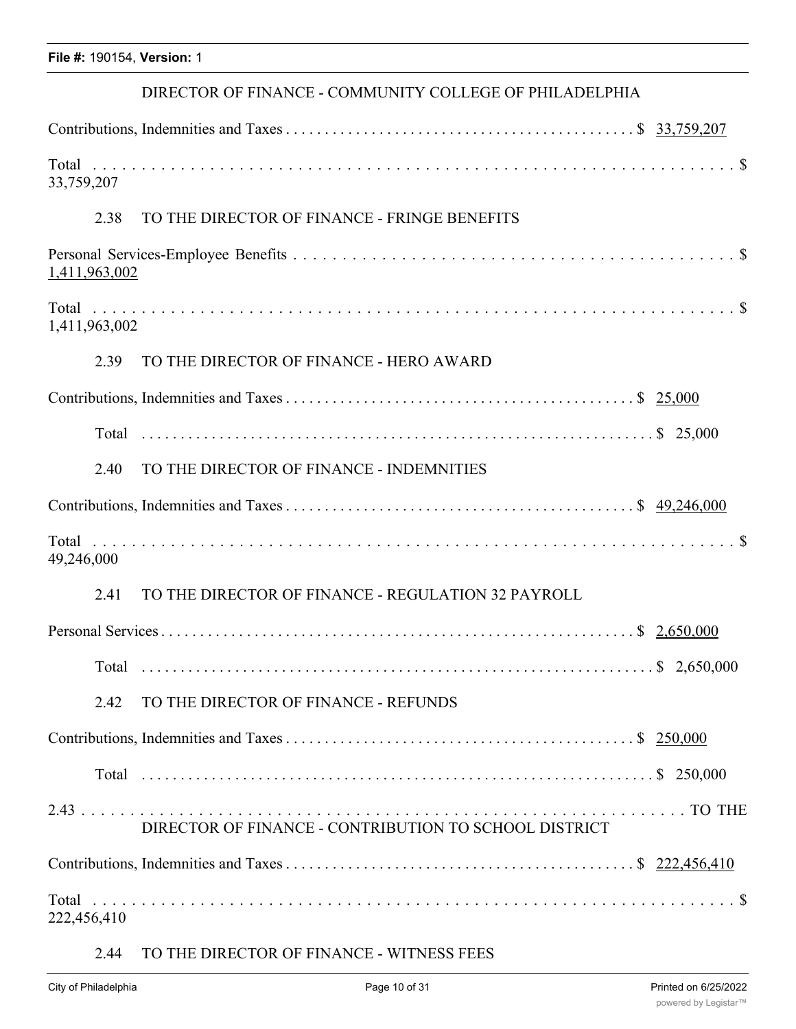DIRECTOR OF FINANCE - COMMUNITY COLLEGE OF PHILADELPHIA

Contributions, Indemnities and Taxes . . . . . . . . . . . . . . . . . . . . . . . . . . . . . . . . . . . . . . . . . . . . $ 33,759,207

Total . . . . . . . . . . . . . . . . . . . . . . . . . . . . . . . . . . . . . . . . . . . . . . . . . . . . . . . . . . . . . . . . . $ 33,759,207

2.38 TO THE DIRECTOR OF FINANCE - FRINGE BENEFITS

Personal Services-Employee Benefits . . . . . . . . . . . . . . . . . . . . . . . . . . . . . . . . . . . . . . . . . . . . . . . . . $ 1,411,963,002

Total . . . . . . . . . . . . . . . . . . . . . . . . . . . . . . . . . . . . . . . . . . . . . . . . . . . . . . . . . . . . . . . . . $ 1,411,963,002

2.39 TO THE DIRECTOR OF FINANCE - HERO AWARD

Contributions, Indemnities and Taxes . . . . . . . . . . . . . . . . . . . . . . . . . . . . . . . . . . . . . . . . . . . . $ 25,000

Total . . . . . . . . . . . . . . . . . . . . . . . . . . . . . . . . . . . . . . . . . . . . . . . . . . . . . . . . . . . . . . . . $ 25,000

2.40 TO THE DIRECTOR OF FINANCE - INDEMNITIES

Contributions, Indemnities and Taxes . . . . . . . . . . . . . . . . . . . . . . . . . . . . . . . . . . . . . . . . . . . . $ 49,246,000

Total . . . . . . . . . . . . . . . . . . . . . . . . . . . . . . . . . . . . . . . . . . . . . . . . . . . . . . . . . . . . . . . . . $ 49,246,000

2.41 TO THE DIRECTOR OF FINANCE - REGULATION 32 PAYROLL

Personal Services . . . . . . . . . . . . . . . . . . . . . . . . . . . . . . . . . . . . . . . . . . . . . . . . . . . . . . . . . . . $ 2,650,000

Total . . . . . . . . . . . . . . . . . . . . . . . . . . . . . . . . . . . . . . . . . . . . . . . . . . . . . . . . . . . . . . . . $ 2,650,000

2.42 TO THE DIRECTOR OF FINANCE - REFUNDS

Contributions, Indemnities and Taxes . . . . . . . . . . . . . . . . . . . . . . . . . . . . . . . . . . . . . . . . . . . . $ 250,000

Total . . . . . . . . . . . . . . . . . . . . . . . . . . . . . . . . . . . . . . . . . . . . . . . . . . . . . . . . . . . . . . . . $ 250,000

2.43 . . . . . . . . . . . . . . . . . . . . . . . . . . . . . . . . . . . . . . . . . . . . . . . . . . . . . . . . . . . . . . . . . . . . TO THE DIRECTOR OF FINANCE - CONTRIBUTION TO SCHOOL DISTRICT

Contributions, Indemnities and Taxes . . . . . . . . . . . . . . . . . . . . . . . . . . . . . . . . . . . . . . . . . . . . $ 222,456,410

Total . . . . . . . . . . . . . . . . . . . . . . . . . . . . . . . . . . . . . . . . . . . . . . . . . . . . . . . . . . . . . . . . . $ 222,456,410

2.44 TO THE DIRECTOR OF FINANCE - WITNESS FEES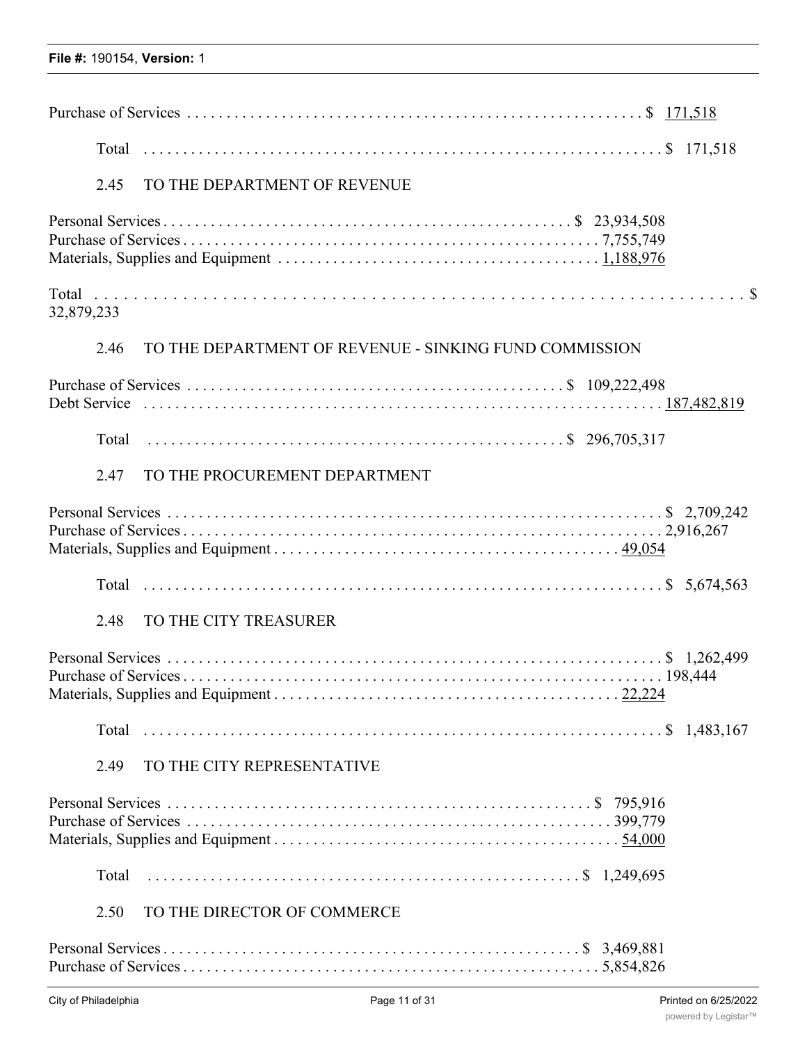Purchase of Services . . . . . . . . . . . . . . . . . . . . . . . . . . . . . . . . . . . . . . . . . . . . . . . . . . . . . . . . . . . $ 171,518

Total . . . . . . . . . . . . . . . . . . . . . . . . . . . . . . . . . . . . . . . . . . . . . . . . . . . . . . . . . . . . . . $ 171,518

2.45 TO THE DEPARTMENT OF REVENUE

Personal Services . . . . . . . . . . . . . . . . . . . . . . . . . . . . . . . . . . . . . . . . . . . . . . . . . . . $ 23,934,508
Purchase of Services . . . . . . . . . . . . . . . . . . . . . . . . . . . . . . . . . . . . . . . . . . . . . . . . . . . 7,755,749
Materials, Supplies and Equipment . . . . . . . . . . . . . . . . . . . . . . . . . . . . . . . . . . . . . . . . 1,188,976

Total . . . . . . . . . . . . . . . . . . . . . . . . . . . . . . . . . . . . . . . . . . . . . . . . . . . . . . . . . . . . . . . . . . . $ 32,879,233

2.46 TO THE DEPARTMENT OF REVENUE - SINKING FUND COMMISSION

Purchase of Services . . . . . . . . . . . . . . . . . . . . . . . . . . . . . . . . . . . . . . . . . . . . . . . $ 109,222,498
Debt Service . . . . . . . . . . . . . . . . . . . . . . . . . . . . . . . . . . . . . . . . . . . . . . . . . . . . . . . . . . . 187,482,819

Total . . . . . . . . . . . . . . . . . . . . . . . . . . . . . . . . . . . . . . . . . . . . . . . . . . . . $ 296,705,317

2.47 TO THE PROCUREMENT DEPARTMENT

Personal Services . . . . . . . . . . . . . . . . . . . . . . . . . . . . . . . . . . . . . . . . . . . . . . . . . . . . . . . . . . . $ 2,709,242
Purchase of Services . . . . . . . . . . . . . . . . . . . . . . . . . . . . . . . . . . . . . . . . . . . . . . . . . . . . . . . . . . 2,916,267
Materials, Supplies and Equipment . . . . . . . . . . . . . . . . . . . . . . . . . . . . . . . . . . . . . . . . . . . 49,054

Total . . . . . . . . . . . . . . . . . . . . . . . . . . . . . . . . . . . . . . . . . . . . . . . . . . . . . . . . . . . . . . $ 5,674,563

2.48 TO THE CITY TREASURER

Personal Services . . . . . . . . . . . . . . . . . . . . . . . . . . . . . . . . . . . . . . . . . . . . . . . . . . . . . . . . . . . $ 1,262,499
Purchase of Services . . . . . . . . . . . . . . . . . . . . . . . . . . . . . . . . . . . . . . . . . . . . . . . . . . . . . . . . . . . 198,444
Materials, Supplies and Equipment . . . . . . . . . . . . . . . . . . . . . . . . . . . . . . . . . . . . . . . . . . . 22,224

Total . . . . . . . . . . . . . . . . . . . . . . . . . . . . . . . . . . . . . . . . . . . . . . . . . . . . . . . . . . . . . . $ 1,483,167

2.49 TO THE CITY REPRESENTATIVE

Personal Services . . . . . . . . . . . . . . . . . . . . . . . . . . . . . . . . . . . . . . . . . . . . . . . . . . . . . $ 795,916
Purchase of Services . . . . . . . . . . . . . . . . . . . . . . . . . . . . . . . . . . . . . . . . . . . . . . . . . . . . . 399,779
Materials, Supplies and Equipment . . . . . . . . . . . . . . . . . . . . . . . . . . . . . . . . . . . . . . . . . . . 54,000

Total . . . . . . . . . . . . . . . . . . . . . . . . . . . . . . . . . . . . . . . . . . . . . . . . . . . . . . $ 1,249,695

2.50 TO THE DIRECTOR OF COMMERCE

Personal Services . . . . . . . . . . . . . . . . . . . . . . . . . . . . . . . . . . . . . . . . . . . . . . . . . . . $ 3,469,881
Purchase of Services . . . . . . . . . . . . . . . . . . . . . . . . . . . . . . . . . . . . . . . . . . . . . . . . . . . 5,854,826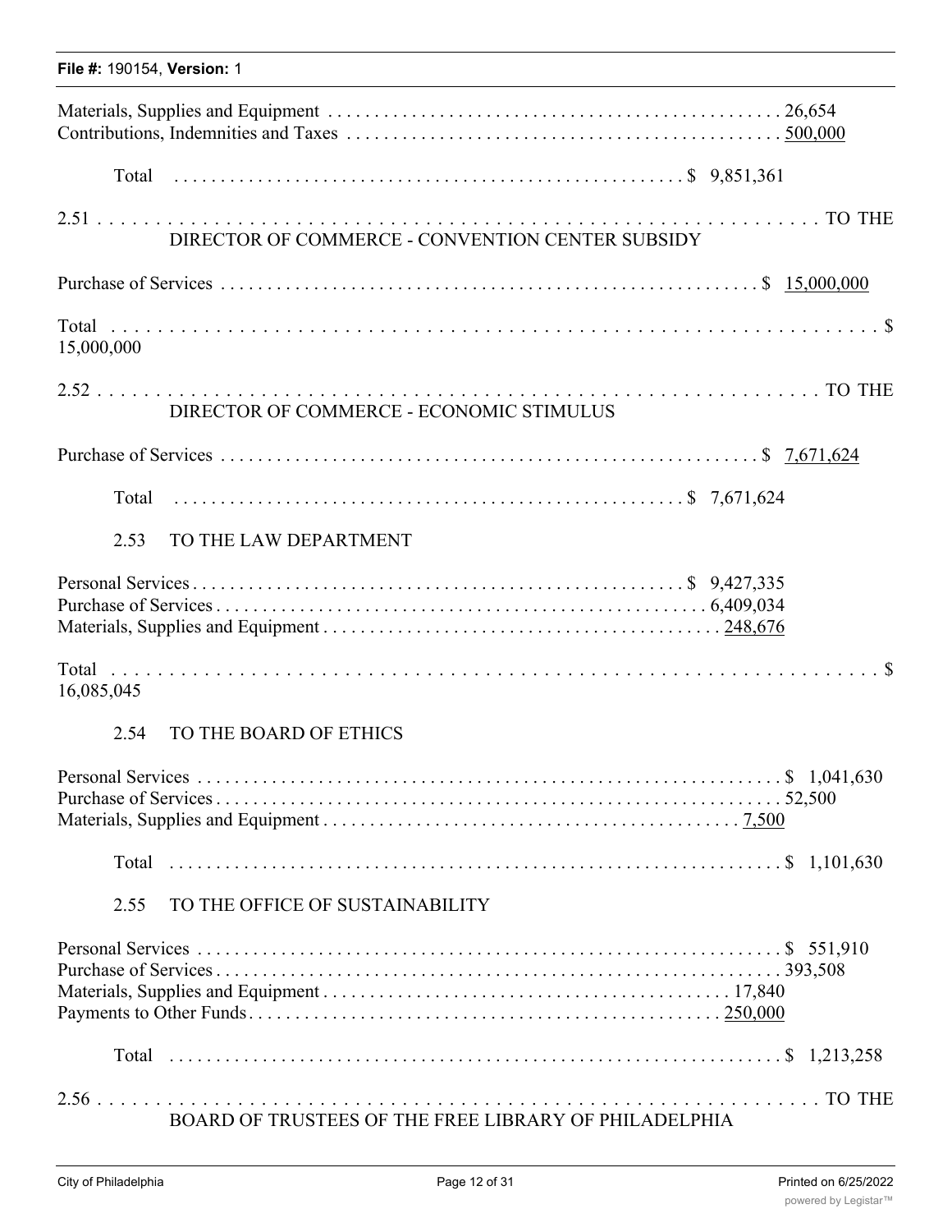Materials, Supplies and Equipment . . . . . . . . . . . . . . . . . . . . . . . . . . . . . . . . . . . . . . . . . . . . . . . . 26,654
Contributions, Indemnities and Taxes . . . . . . . . . . . . . . . . . . . . . . . . . . . . . . . . . . . . . . . . . . . . . . . 500,000

Total . . . . . . . . . . . . . . . . . . . . . . . . . . . . . . . . . . . . . . . . . . . . . . . . . . . . . $ 9,851,361

2.51 . . . . . . . . . . . . . . . . . . . . . . . . . . . . . . . . . . . . . . . . . . . . . . . . . . . . . . . . . . . . . . . . TO THE
DIRECTOR OF COMMERCE - CONVENTION CENTER SUBSIDY

Purchase of Services . . . . . . . . . . . . . . . . . . . . . . . . . . . . . . . . . . . . . . . . . . . . . . . . . . . . . . . . $ 15,000,000

Total . . . . . . . . . . . . . . . . . . . . . . . . . . . . . . . . . . . . . . . . . . . . . . . . . . . . . . . . . . . . . . . . $
15,000,000

2.52 . . . . . . . . . . . . . . . . . . . . . . . . . . . . . . . . . . . . . . . . . . . . . . . . . . . . . . . . . . . . . . . . TO THE
DIRECTOR OF COMMERCE - ECONOMIC STIMULUS

Purchase of Services . . . . . . . . . . . . . . . . . . . . . . . . . . . . . . . . . . . . . . . . . . . . . . . . . . . . . . . . $ 7,671,624

Total . . . . . . . . . . . . . . . . . . . . . . . . . . . . . . . . . . . . . . . . . . . . . . . . . . . . . $ 7,671,624

2.53 TO THE LAW DEPARTMENT

Personal Services . . . . . . . . . . . . . . . . . . . . . . . . . . . . . . . . . . . . . . . . . . . . . . . . . . $ 9,427,335
Purchase of Services . . . . . . . . . . . . . . . . . . . . . . . . . . . . . . . . . . . . . . . . . . . . . . . . . 6,409,034
Materials, Supplies and Equipment . . . . . . . . . . . . . . . . . . . . . . . . . . . . . . . . . . . . . . . . . 248,676

Total . . . . . . . . . . . . . . . . . . . . . . . . . . . . . . . . . . . . . . . . . . . . . . . . . . . . . . . . . . . . . . . . $
16,085,045

2.54 TO THE BOARD OF ETHICS

Personal Services . . . . . . . . . . . . . . . . . . . . . . . . . . . . . . . . . . . . . . . . . . . . . . . . . . . . . . . . . . . . $ 1,041,630
Purchase of Services . . . . . . . . . . . . . . . . . . . . . . . . . . . . . . . . . . . . . . . . . . . . . . . . . . . . . . . . . . . 52,500
Materials, Supplies and Equipment . . . . . . . . . . . . . . . . . . . . . . . . . . . . . . . . . . . . . . . . . . . . 7,500

Total . . . . . . . . . . . . . . . . . . . . . . . . . . . . . . . . . . . . . . . . . . . . . . . . . . . . . . . . . . . . . $ 1,101,630

2.55 TO THE OFFICE OF SUSTAINABILITY

Personal Services . . . . . . . . . . . . . . . . . . . . . . . . . . . . . . . . . . . . . . . . . . . . . . . . . . . . . . . . . . . . $ 551,910
Purchase of Services . . . . . . . . . . . . . . . . . . . . . . . . . . . . . . . . . . . . . . . . . . . . . . . . . . . . . . . . . . 393,508
Materials, Supplies and Equipment . . . . . . . . . . . . . . . . . . . . . . . . . . . . . . . . . . . . . . . . . . . . 17,840
Payments to Other Funds . . . . . . . . . . . . . . . . . . . . . . . . . . . . . . . . . . . . . . . . . . . . . . . . . . 250,000

Total . . . . . . . . . . . . . . . . . . . . . . . . . . . . . . . . . . . . . . . . . . . . . . . . . . . . . . . . . . . . . $ 1,213,258

2.56 . . . . . . . . . . . . . . . . . . . . . . . . . . . . . . . . . . . . . . . . . . . . . . . . . . . . . . . . . . . . . . . . TO THE
BOARD OF TRUSTEES OF THE FREE LIBRARY OF PHILADELPHIA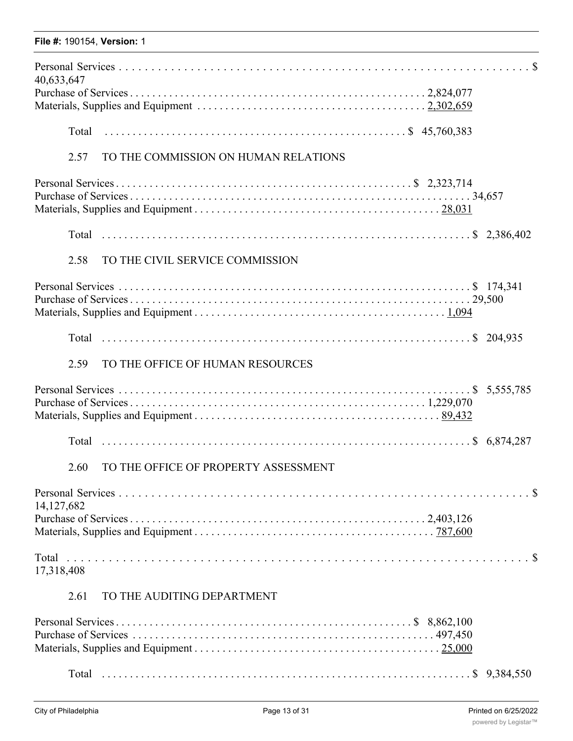Personal Services .................................................................. $ 40,633,647
Purchase of Services .................................................... 2,824,077
Materials, Supplies and Equipment ........................................ 2,302,659

Total .................................................. $ 45,760,383

2.57 TO THE COMMISSION ON HUMAN RELATIONS

Personal Services .................................................... $ 2,323,714
Purchase of Services ............................................................ 34,657
Materials, Supplies and Equipment ........................................... 28,031

Total ................................................................ $ 2,386,402

2.58 TO THE CIVIL SERVICE COMMISSION

Personal Services .............................................................. $ 174,341
Purchase of Services ............................................................ 29,500
Materials, Supplies and Equipment ............................................ 1,094

Total ................................................................ $ 204,935

2.59 TO THE OFFICE OF HUMAN RESOURCES

Personal Services .............................................................. $ 5,555,785
Purchase of Services .................................................... 1,229,070
Materials, Supplies and Equipment ........................................... 89,432

Total ................................................................ $ 6,874,287

2.60 TO THE OFFICE OF PROPERTY ASSESSMENT

Personal Services .................................................................. $ 14,127,682
Purchase of Services .................................................... 2,403,126
Materials, Supplies and Equipment .......................................... 787,600

Total .................................................................. $ 17,318,408

2.61 TO THE AUDITING DEPARTMENT

Personal Services .................................................... $ 8,862,100
Purchase of Services .................................................... 497,450
Materials, Supplies and Equipment ........................................... 25,000

Total ................................................................ $ 9,384,550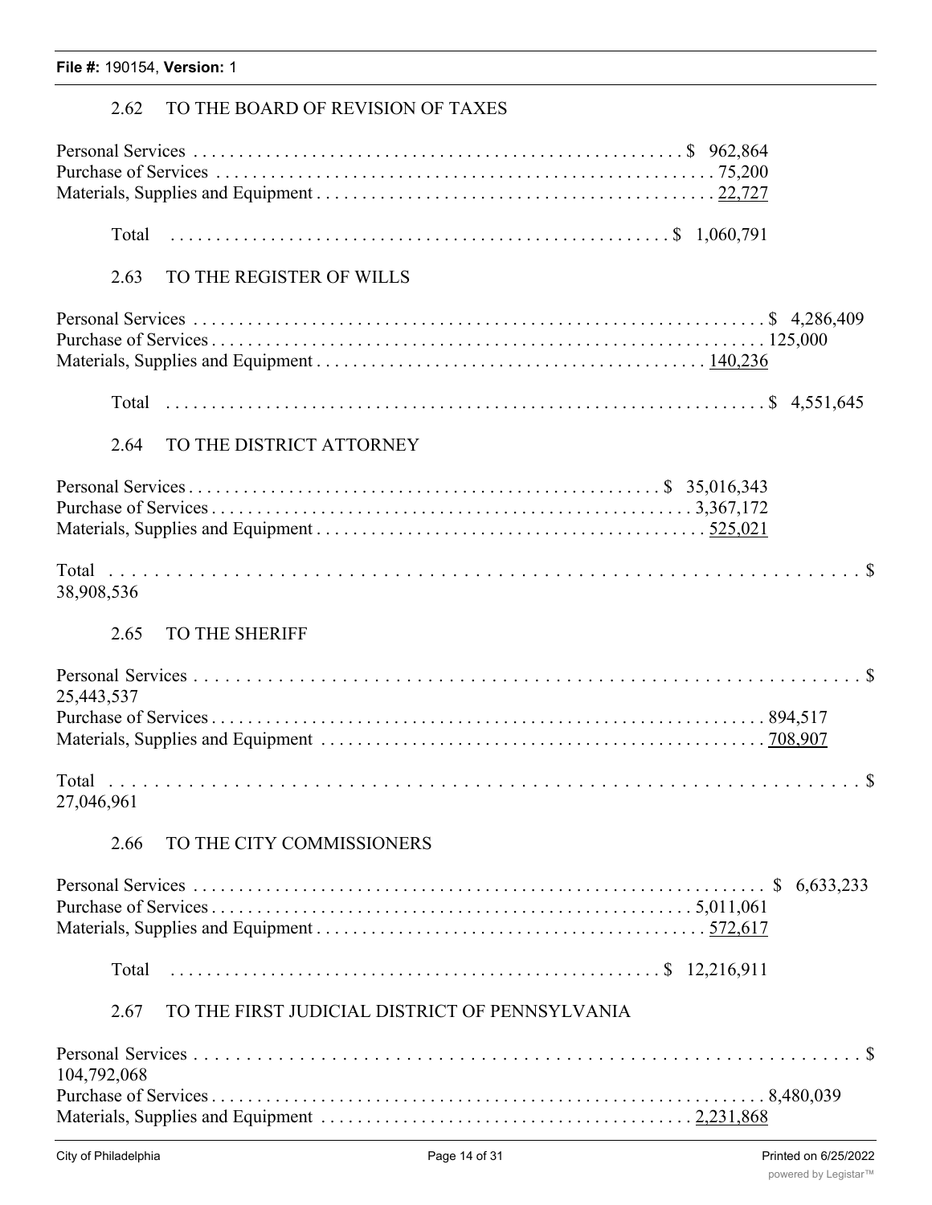### 2.62 TO THE BOARD OF REVISION OF TAXES

| | |
|---|---|
| Personal Services | $ 962,864 |
| Purchase of Services | 75,200 |
| Materials, Supplies and Equipment | 22,727 |
| Total | $ 1,060,791 |

### 2.63 TO THE REGISTER OF WILLS

| | |
|---|---|
| Personal Services | $ 4,286,409 |
| Purchase of Services | 125,000 |
| Materials, Supplies and Equipment | 140,236 |
| Total | $ 4,551,645 |

### 2.64 TO THE DISTRICT ATTORNEY

| | |
|---|---|
| Personal Services | $ 35,016,343 |
| Purchase of Services | 3,367,172 |
| Materials, Supplies and Equipment | 525,021 |
| Total | $ 38,908,536 |

### 2.65 TO THE SHERIFF

| | |
|---|---|
| Personal Services | $ 25,443,537 |
| Purchase of Services | 894,517 |
| Materials, Supplies and Equipment | 708,907 |
| Total | $ 27,046,961 |

### 2.66 TO THE CITY COMMISSIONERS

| | |
|---|---|
| Personal Services | $ 6,633,233 |
| Purchase of Services | 5,011,061 |
| Materials, Supplies and Equipment | 572,617 |
| Total | $ 12,216,911 |

### 2.67 TO THE FIRST JUDICIAL DISTRICT OF PENNSYLVANIA

| | |
|---|---|
| Personal Services | $ 104,792,068 |
| Purchase of Services | 8,480,039 |
| Materials, Supplies and Equipment | 2,231,868 |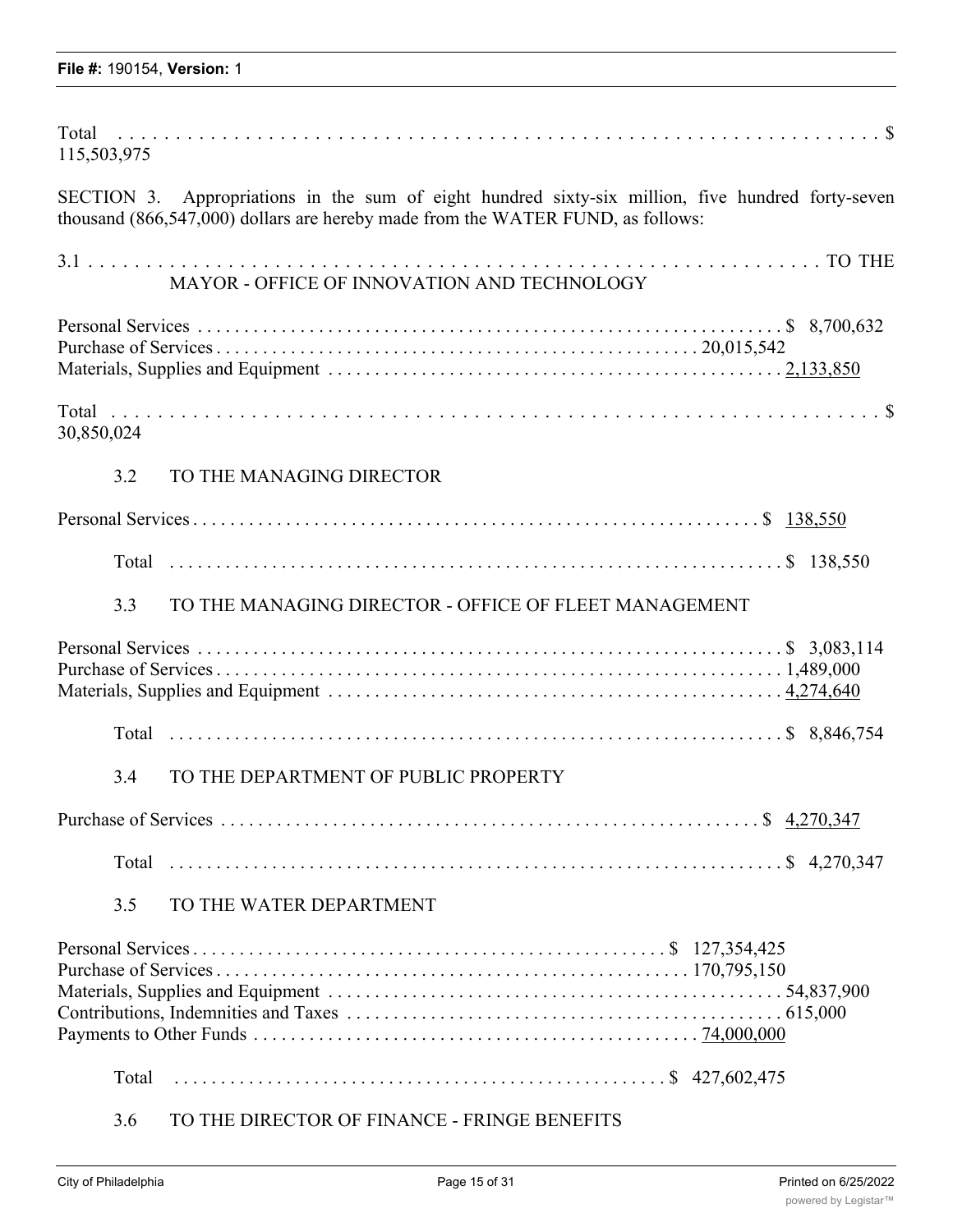Total . . . . . . . . . . . . . . . . . . . . . . . . . . . . . . . . . . . . . . . . . . . . . . . . . . . . . . . . . . . . . . . . . . . . $ 115,503,975

SECTION 3. Appropriations in the sum of eight hundred sixty-six million, five hundred forty-seven thousand (866,547,000) dollars are hereby made from the WATER FUND, as follows:

3.1 . . . . . . . . . . . . . . . . . . . . . . . . . . . . . . . . . . . . . . . . . . . . . . . . . . . . . . . . . . . . . . . . TO THE MAYOR - OFFICE OF INNOVATION AND TECHNOLOGY

Personal Services . . . . . . . . . . . . . . . . . . . . . . . . . . . . . . . . . . . . . . . . . . . . . . . . . . . . . . . . . . $ 8,700,632
Purchase of Services . . . . . . . . . . . . . . . . . . . . . . . . . . . . . . . . . . . . . . . . . . . . . . . . . 20,015,542
Materials, Supplies and Equipment . . . . . . . . . . . . . . . . . . . . . . . . . . . . . . . . . . . . . . . . . . . . . 2,133,850

Total . . . . . . . . . . . . . . . . . . . . . . . . . . . . . . . . . . . . . . . . . . . . . . . . . . . . . . . . . . . . . . . . . . . . $ 30,850,024

3.2 TO THE MANAGING DIRECTOR

Personal Services . . . . . . . . . . . . . . . . . . . . . . . . . . . . . . . . . . . . . . . . . . . . . . . . . . . . . . . . . $ 138,550

Total . . . . . . . . . . . . . . . . . . . . . . . . . . . . . . . . . . . . . . . . . . . . . . . . . . . . . . . . . . . $ 138,550

3.3 TO THE MANAGING DIRECTOR - OFFICE OF FLEET MANAGEMENT

Personal Services . . . . . . . . . . . . . . . . . . . . . . . . . . . . . . . . . . . . . . . . . . . . . . . . . . . . . . . . . . $ 3,083,114
Purchase of Services . . . . . . . . . . . . . . . . . . . . . . . . . . . . . . . . . . . . . . . . . . . . . . . . . . . . . . . . . 1,489,000
Materials, Supplies and Equipment . . . . . . . . . . . . . . . . . . . . . . . . . . . . . . . . . . . . . . . . . . . . . 4,274,640

Total . . . . . . . . . . . . . . . . . . . . . . . . . . . . . . . . . . . . . . . . . . . . . . . . . . . . . . . . . . . $ 8,846,754

3.4 TO THE DEPARTMENT OF PUBLIC PROPERTY

Purchase of Services . . . . . . . . . . . . . . . . . . . . . . . . . . . . . . . . . . . . . . . . . . . . . . . . . . . . . . $ 4,270,347

Total . . . . . . . . . . . . . . . . . . . . . . . . . . . . . . . . . . . . . . . . . . . . . . . . . . . . . . . . . . . $ 4,270,347

3.5 TO THE WATER DEPARTMENT

Personal Services . . . . . . . . . . . . . . . . . . . . . . . . . . . . . . . . . . . . . . . . . . . . . . . . . $ 127,354,425
Purchase of Services . . . . . . . . . . . . . . . . . . . . . . . . . . . . . . . . . . . . . . . . . . . . . . . . . 170,795,150
Materials, Supplies and Equipment . . . . . . . . . . . . . . . . . . . . . . . . . . . . . . . . . . . . . . . . . . . . 54,837,900
Contributions, Indemnities and Taxes . . . . . . . . . . . . . . . . . . . . . . . . . . . . . . . . . . . . . . . . . . 615,000
Payments to Other Funds . . . . . . . . . . . . . . . . . . . . . . . . . . . . . . . . . . . . . . . . . . . . . . 74,000,000

Total . . . . . . . . . . . . . . . . . . . . . . . . . . . . . . . . . . . . . . . . . . . . . . . . . . . $ 427,602,475

3.6 TO THE DIRECTOR OF FINANCE - FRINGE BENEFITS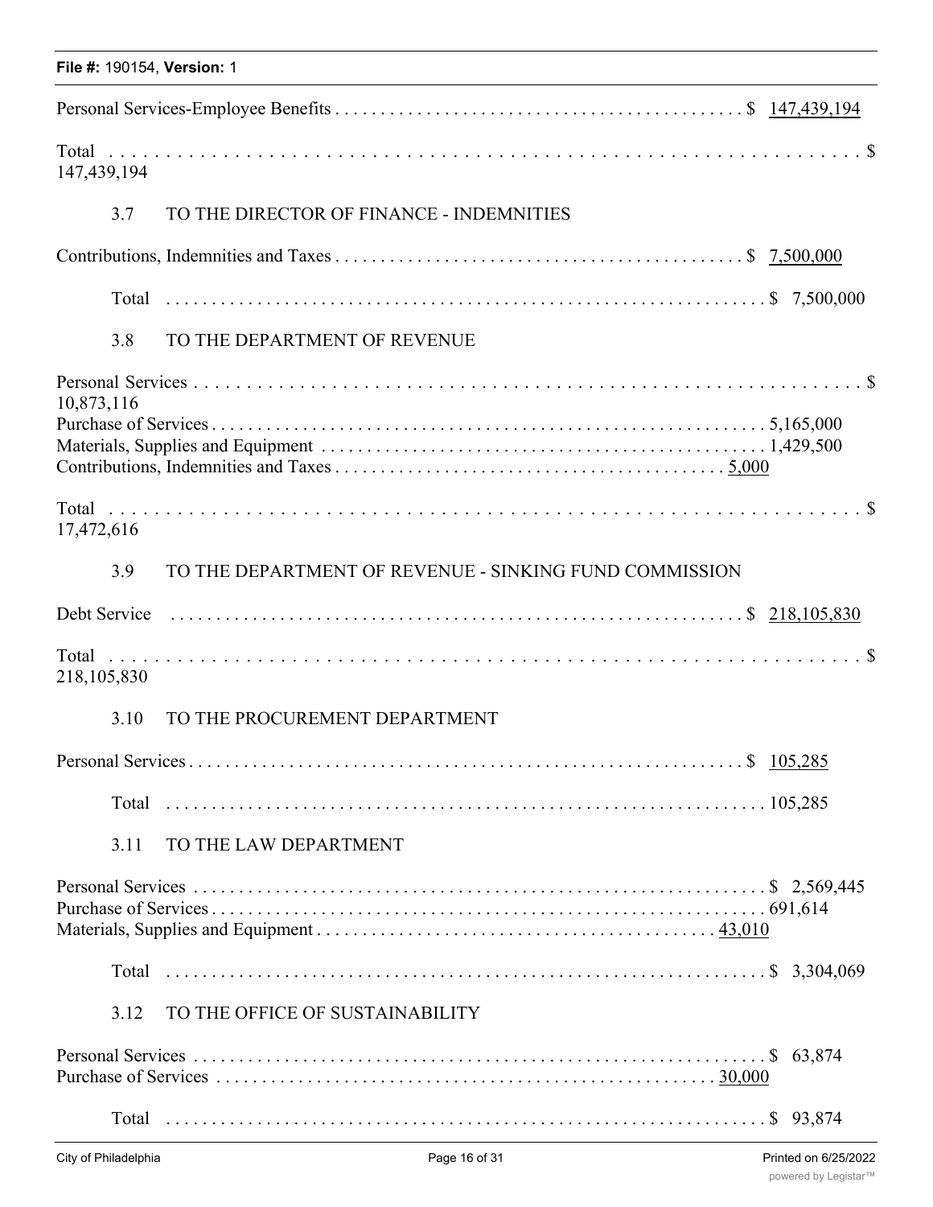Personal Services-Employee Benefits . . . . . . . . . . . . . . . . . . . . . . . . . . . . . . . . . . . . . . . . . . . . $ 147,439,194

Total . . . . . . . . . . . . . . . . . . . . . . . . . . . . . . . . . . . . . . . . . . . . . . . . . . . . . . . . . . . . . . . . . . $ 147,439,194

3.7 TO THE DIRECTOR OF FINANCE - INDEMNITIES

Contributions, Indemnities and Taxes . . . . . . . . . . . . . . . . . . . . . . . . . . . . . . . . . . . . . . . . . . . $ 7,500,000

Total . . . . . . . . . . . . . . . . . . . . . . . . . . . . . . . . . . . . . . . . . . . . . . . . . . . . . . . . . . . . . . . $ 7,500,000

3.8 TO THE DEPARTMENT OF REVENUE

Personal Services . . . . . . . . . . . . . . . . . . . . . . . . . . . . . . . . . . . . . . . . . . . . . . . . . . . . . . . . . . $ 10,873,116
Purchase of Services . . . . . . . . . . . . . . . . . . . . . . . . . . . . . . . . . . . . . . . . . . . . . . . . . . . . . . . 5,165,000
Materials, Supplies and Equipment . . . . . . . . . . . . . . . . . . . . . . . . . . . . . . . . . . . . . . . . . . . . . 1,429,500
Contributions, Indemnities and Taxes . . . . . . . . . . . . . . . . . . . . . . . . . . . . . . . . . . . . . . . . . 5,000

Total . . . . . . . . . . . . . . . . . . . . . . . . . . . . . . . . . . . . . . . . . . . . . . . . . . . . . . . . . . . . . . . . . $ 17,472,616

3.9 TO THE DEPARTMENT OF REVENUE - SINKING FUND COMMISSION

Debt Service . . . . . . . . . . . . . . . . . . . . . . . . . . . . . . . . . . . . . . . . . . . . . . . . . . . . . . . . . . $ 218,105,830

Total . . . . . . . . . . . . . . . . . . . . . . . . . . . . . . . . . . . . . . . . . . . . . . . . . . . . . . . . . . . . . . . . . $ 218,105,830

3.10 TO THE PROCUREMENT DEPARTMENT

Personal Services . . . . . . . . . . . . . . . . . . . . . . . . . . . . . . . . . . . . . . . . . . . . . . . . . . . . . . . . $ 105,285

Total . . . . . . . . . . . . . . . . . . . . . . . . . . . . . . . . . . . . . . . . . . . . . . . . . . . . . . . . . . . . . . . 105,285

3.11 TO THE LAW DEPARTMENT

Personal Services . . . . . . . . . . . . . . . . . . . . . . . . . . . . . . . . . . . . . . . . . . . . . . . . . . . . . . . . $ 2,569,445
Purchase of Services . . . . . . . . . . . . . . . . . . . . . . . . . . . . . . . . . . . . . . . . . . . . . . . . . . . . . 691,614
Materials, Supplies and Equipment . . . . . . . . . . . . . . . . . . . . . . . . . . . . . . . . . . . . . . . . . . 43,010

Total . . . . . . . . . . . . . . . . . . . . . . . . . . . . . . . . . . . . . . . . . . . . . . . . . . . . . . . . . . . . . . . $ 3,304,069

3.12 TO THE OFFICE OF SUSTAINABILITY

Personal Services . . . . . . . . . . . . . . . . . . . . . . . . . . . . . . . . . . . . . . . . . . . . . . . . . . . . . . . . $ 63,874
Purchase of Services . . . . . . . . . . . . . . . . . . . . . . . . . . . . . . . . . . . . . . . . . . . . . . . . . . . . 30,000

Total . . . . . . . . . . . . . . . . . . . . . . . . . . . . . . . . . . . . . . . . . . . . . . . . . . . . . . . . . . . . . . . $ 93,874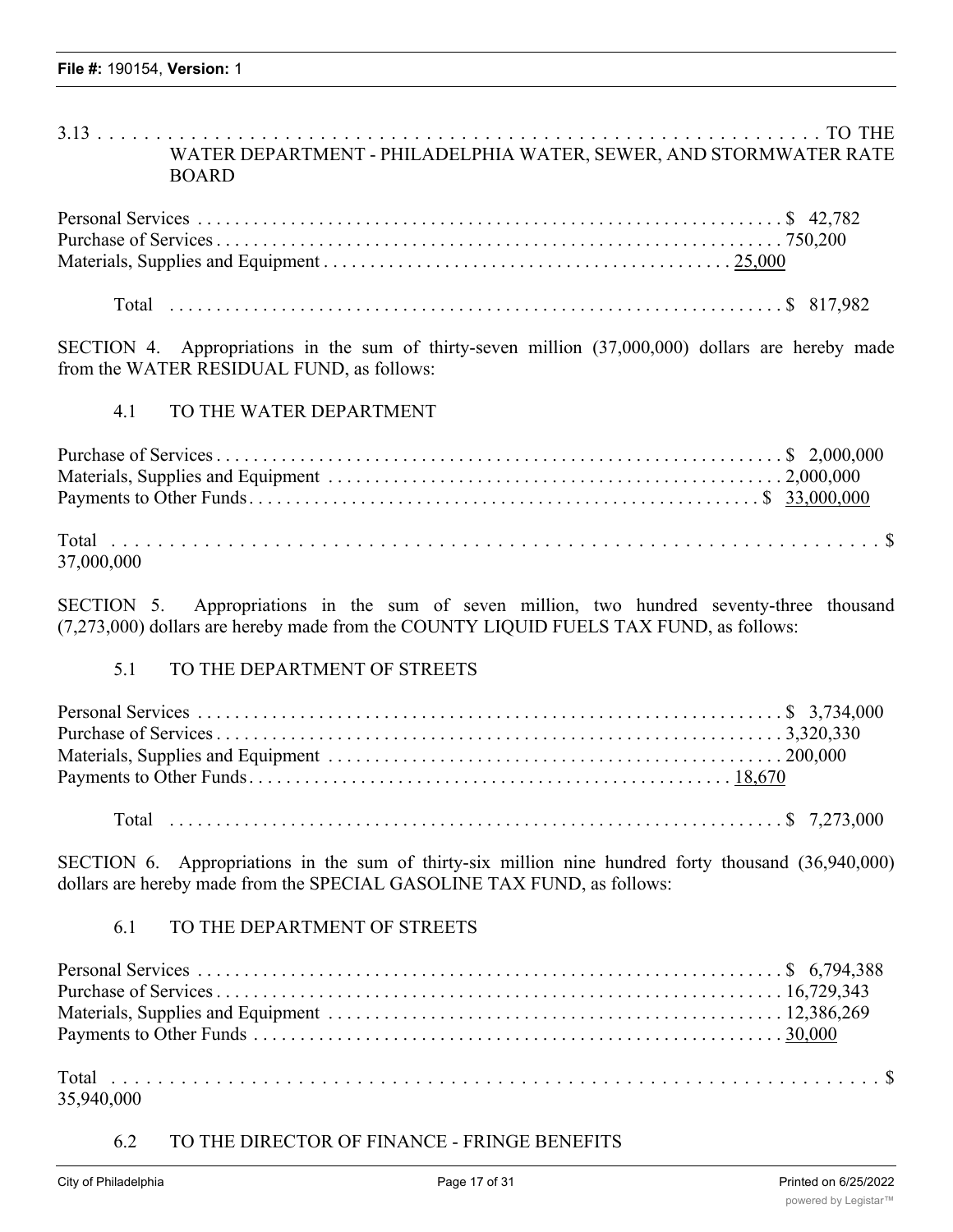3.13 . . . . . . . . . . . . . . . . . . . . . . . . . . . . . . . . . . . . . . . . . . . . . . . . . . . . . . . . . . . . . . TO THE WATER DEPARTMENT - PHILADELPHIA WATER, SEWER, AND STORMWATER RATE BOARD

| | |
|---|---|
| Personal Services | $ 42,782 |
| Purchase of Services | 750,200 |
| Materials, Supplies and Equipment | 25,000 |
| Total | $ 817,982 |

SECTION 4. Appropriations in the sum of thirty-seven million (37,000,000) dollars are hereby made from the WATER RESIDUAL FUND, as follows:

4.1 TO THE WATER DEPARTMENT

| | |
|---|---|
| Purchase of Services | $ 2,000,000 |
| Materials, Supplies and Equipment | 2,000,000 |
| Payments to Other Funds | $ 33,000,000 |
| Total | $ 37,000,000 |

SECTION 5. Appropriations in the sum of seven million, two hundred seventy-three thousand (7,273,000) dollars are hereby made from the COUNTY LIQUID FUELS TAX FUND, as follows:

5.1 TO THE DEPARTMENT OF STREETS

| | |
|---|---|
| Personal Services | $ 3,734,000 |
| Purchase of Services | 3,320,330 |
| Materials, Supplies and Equipment | 200,000 |
| Payments to Other Funds | 18,670 |
| Total | $ 7,273,000 |

SECTION 6. Appropriations in the sum of thirty-six million nine hundred forty thousand (36,940,000) dollars are hereby made from the SPECIAL GASOLINE TAX FUND, as follows:

6.1 TO THE DEPARTMENT OF STREETS

| | |
|---|---|
| Personal Services | $ 6,794,388 |
| Purchase of Services | 16,729,343 |
| Materials, Supplies and Equipment | 12,386,269 |
| Payments to Other Funds | 30,000 |
| Total | $ 35,940,000 |

6.2 TO THE DIRECTOR OF FINANCE - FRINGE BENEFITS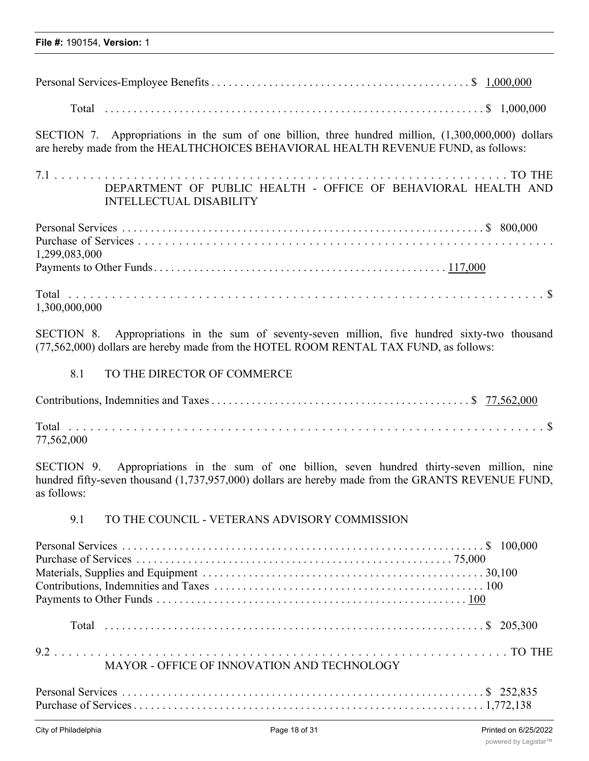Personal Services-Employee Benefits . . . . . . . . . . . . . . . . . . . . . . . . . . . . . . . . . . . . . . . . . . . . $ 1,000,000

Total . . . . . . . . . . . . . . . . . . . . . . . . . . . . . . . . . . . . . . . . . . . . . . . . . . . . . . . . . . . . . . . . $ 1,000,000

SECTION 7. Appropriations in the sum of one billion, three hundred million, (1,300,000,000) dollars are hereby made from the HEALTHCHOICES BEHAVIORAL HEALTH REVENUE FUND, as follows:

7.1 . . . . . . . . . . . . . . . . . . . . . . . . . . . . . . . . . . . . . . . . . . . . . . . . . . . . . . . . . . . . . . . . TO THE DEPARTMENT OF PUBLIC HEALTH - OFFICE OF BEHAVIORAL HEALTH AND INTELLECTUAL DISABILITY

Personal Services . . . . . . . . . . . . . . . . . . . . . . . . . . . . . . . . . . . . . . . . . . . . . . . . . . . . . . . . . $ 800,000
Purchase of Services . . . . . . . . . . . . . . . . . . . . . . . . . . . . . . . . . . . . . . . . . . . . . . . . . . . . . . . . 1,299,083,000
Payments to Other Funds . . . . . . . . . . . . . . . . . . . . . . . . . . . . . . . . . . . . . . . . . . . . . . . . 117,000

Total . . . . . . . . . . . . . . . . . . . . . . . . . . . . . . . . . . . . . . . . . . . . . . . . . . . . . . . . . . . . . . . . $ 1,300,000,000

SECTION 8. Appropriations in the sum of seventy-seven million, five hundred sixty-two thousand (77,562,000) dollars are hereby made from the HOTEL ROOM RENTAL TAX FUND, as follows:

8.1 TO THE DIRECTOR OF COMMERCE

Contributions, Indemnities and Taxes . . . . . . . . . . . . . . . . . . . . . . . . . . . . . . . . . . . . . . . . . . . $ 77,562,000

Total . . . . . . . . . . . . . . . . . . . . . . . . . . . . . . . . . . . . . . . . . . . . . . . . . . . . . . . . . . . . . . . . $ 77,562,000

SECTION 9. Appropriations in the sum of one billion, seven hundred thirty-seven million, nine hundred fifty-seven thousand (1,737,957,000) dollars are hereby made from the GRANTS REVENUE FUND, as follows:

9.1 TO THE COUNCIL - VETERANS ADVISORY COMMISSION

Personal Services . . . . . . . . . . . . . . . . . . . . . . . . . . . . . . . . . . . . . . . . . . . . . . . . . . . . . . . . . $ 100,000
Purchase of Services . . . . . . . . . . . . . . . . . . . . . . . . . . . . . . . . . . . . . . . . . . . . . . . . . . . . 75,000
Materials, Supplies and Equipment . . . . . . . . . . . . . . . . . . . . . . . . . . . . . . . . . . . . . . . . . . . . 30,100
Contributions, Indemnities and Taxes . . . . . . . . . . . . . . . . . . . . . . . . . . . . . . . . . . . . . . . . . . 100
Payments to Other Funds . . . . . . . . . . . . . . . . . . . . . . . . . . . . . . . . . . . . . . . . . . . . . . . . . . 100

Total . . . . . . . . . . . . . . . . . . . . . . . . . . . . . . . . . . . . . . . . . . . . . . . . . . . . . . . . . . . . . . . . $ 205,300

9.2 . . . . . . . . . . . . . . . . . . . . . . . . . . . . . . . . . . . . . . . . . . . . . . . . . . . . . . . . . . . . . . . . TO THE MAYOR - OFFICE OF INNOVATION AND TECHNOLOGY

Personal Services . . . . . . . . . . . . . . . . . . . . . . . . . . . . . . . . . . . . . . . . . . . . . . . . . . . . . . . . . $ 252,835
Purchase of Services . . . . . . . . . . . . . . . . . . . . . . . . . . . . . . . . . . . . . . . . . . . . . . . . . . . . . . . 1,772,138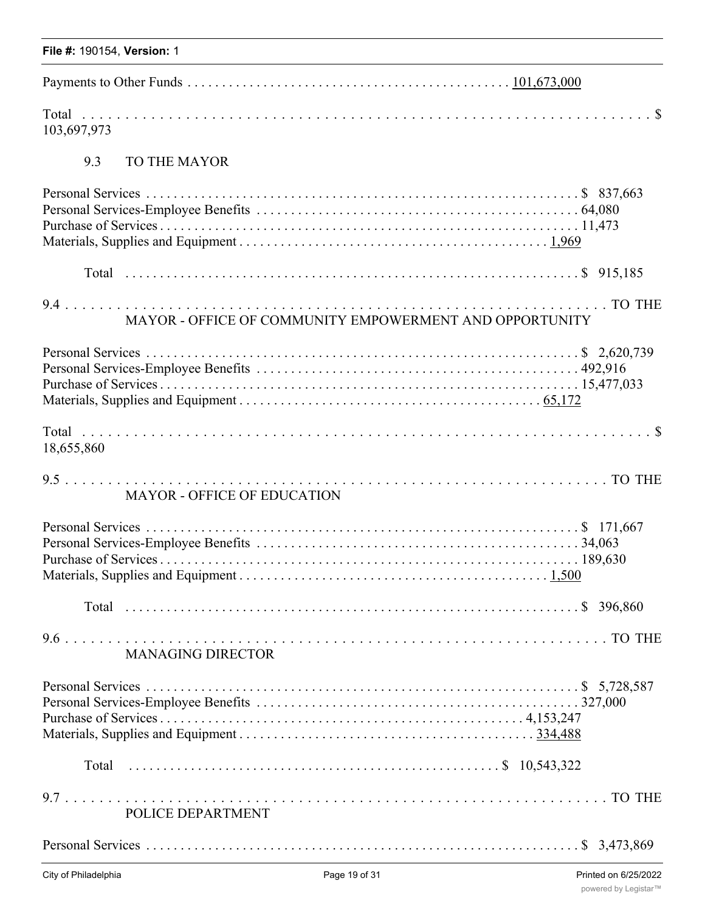Payments to Other Funds . . . . . . . . . . . . . . . . . . . . . . . . . . . . . . . . . . . . . . . . . . . . . . . 101,673,000

Total . . . . . . . . . . . . . . . . . . . . . . . . . . . . . . . . . . . . . . . . . . . . . . . . . . . . . . . . . . . . . . . . . . $ 103,697,973

9.3 TO THE MAYOR

Personal Services . . . . . . . . . . . . . . . . . . . . . . . . . . . . . . . . . . . . . . . . . . . . . . . . . . . . . . . . . . . . . $ 837,663
Personal Services-Employee Benefits . . . . . . . . . . . . . . . . . . . . . . . . . . . . . . . . . . . . . . . . . . . . . . 64,080
Purchase of Services . . . . . . . . . . . . . . . . . . . . . . . . . . . . . . . . . . . . . . . . . . . . . . . . . . . . . . . . . . . . 11,473
Materials, Supplies and Equipment . . . . . . . . . . . . . . . . . . . . . . . . . . . . . . . . . . . . . . . . . . . . . 1,969

Total . . . . . . . . . . . . . . . . . . . . . . . . . . . . . . . . . . . . . . . . . . . . . . . . . . . . . . . . . . . . . . . . . . . $ 915,185

9.4 . . . . . . . . . . . . . . . . . . . . . . . . . . . . . . . . . . . . . . . . . . . . . . . . . . . . . . . . . . . . . . . . . . . . TO THE MAYOR - OFFICE OF COMMUNITY EMPOWERMENT AND OPPORTUNITY

Personal Services . . . . . . . . . . . . . . . . . . . . . . . . . . . . . . . . . . . . . . . . . . . . . . . . . . . . . . . . . . . . . $ 2,620,739
Personal Services-Employee Benefits . . . . . . . . . . . . . . . . . . . . . . . . . . . . . . . . . . . . . . . . . . . . . . 492,916
Purchase of Services . . . . . . . . . . . . . . . . . . . . . . . . . . . . . . . . . . . . . . . . . . . . . . . . . . . . . . . . . . . . 15,477,033
Materials, Supplies and Equipment . . . . . . . . . . . . . . . . . . . . . . . . . . . . . . . . . . . . . . . . . . . . . 65,172

Total . . . . . . . . . . . . . . . . . . . . . . . . . . . . . . . . . . . . . . . . . . . . . . . . . . . . . . . . . . . . . . . . . . $ 18,655,860

9.5 . . . . . . . . . . . . . . . . . . . . . . . . . . . . . . . . . . . . . . . . . . . . . . . . . . . . . . . . . . . . . . . . . . . . TO THE MAYOR - OFFICE OF EDUCATION

Personal Services . . . . . . . . . . . . . . . . . . . . . . . . . . . . . . . . . . . . . . . . . . . . . . . . . . . . . . . . . . . . . $ 171,667
Personal Services-Employee Benefits . . . . . . . . . . . . . . . . . . . . . . . . . . . . . . . . . . . . . . . . . . . . . . 34,063
Purchase of Services . . . . . . . . . . . . . . . . . . . . . . . . . . . . . . . . . . . . . . . . . . . . . . . . . . . . . . . . . . . . 189,630
Materials, Supplies and Equipment . . . . . . . . . . . . . . . . . . . . . . . . . . . . . . . . . . . . . . . . . . . . . 1,500

Total . . . . . . . . . . . . . . . . . . . . . . . . . . . . . . . . . . . . . . . . . . . . . . . . . . . . . . . . . . . . . . . . . . . $ 396,860

9.6 . . . . . . . . . . . . . . . . . . . . . . . . . . . . . . . . . . . . . . . . . . . . . . . . . . . . . . . . . . . . . . . . . . . . TO THE MANAGING DIRECTOR

Personal Services . . . . . . . . . . . . . . . . . . . . . . . . . . . . . . . . . . . . . . . . . . . . . . . . . . . . . . . . . . . . . $ 5,728,587
Personal Services-Employee Benefits . . . . . . . . . . . . . . . . . . . . . . . . . . . . . . . . . . . . . . . . . . . . . . 327,000
Purchase of Services . . . . . . . . . . . . . . . . . . . . . . . . . . . . . . . . . . . . . . . . . . . . . . . . . . . . . 4,153,247
Materials, Supplies and Equipment . . . . . . . . . . . . . . . . . . . . . . . . . . . . . . . . . . . . . . . . . . . 334,488

Total . . . . . . . . . . . . . . . . . . . . . . . . . . . . . . . . . . . . . . . . . . . . . . . . . . . . $ 10,543,322

9.7 . . . . . . . . . . . . . . . . . . . . . . . . . . . . . . . . . . . . . . . . . . . . . . . . . . . . . . . . . . . . . . . . . . . . TO THE POLICE DEPARTMENT

Personal Services . . . . . . . . . . . . . . . . . . . . . . . . . . . . . . . . . . . . . . . . . . . . . . . . . . . . . . . . . . . . . $ 3,473,869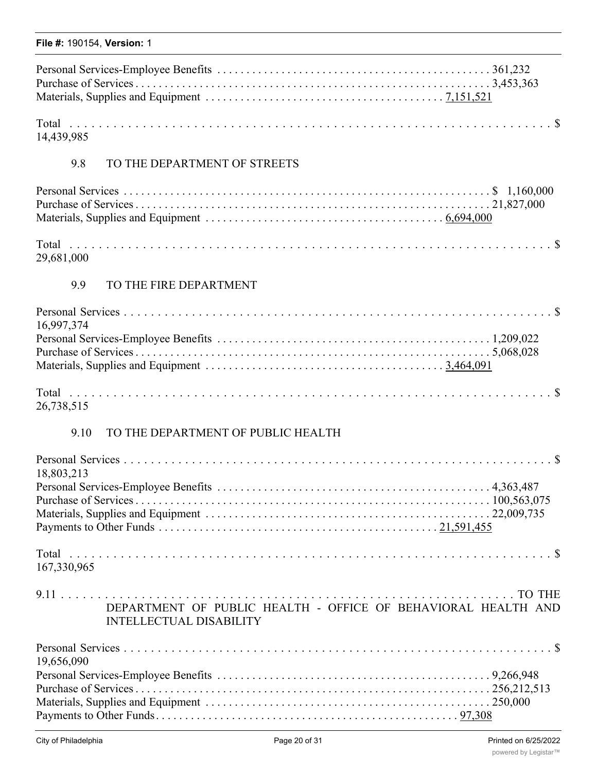| | |
|---|---|
| Personal Services-Employee Benefits | 361,232 |
| Purchase of Services | 3,453,363 |
| Materials, Supplies and Equipment | 7,151,521 |
| Total | $ 14,439,985 |

9.8 TO THE DEPARTMENT OF STREETS

| | |
|---|---|
| Personal Services | $ 1,160,000 |
| Purchase of Services | 21,827,000 |
| Materials, Supplies and Equipment | 6,694,000 |
| Total | $ 29,681,000 |

9.9 TO THE FIRE DEPARTMENT

| | |
|---|---|
| Personal Services | $ 16,997,374 |
| Personal Services-Employee Benefits | 1,209,022 |
| Purchase of Services | 5,068,028 |
| Materials, Supplies and Equipment | 3,464,091 |
| Total | $ 26,738,515 |

9.10 TO THE DEPARTMENT OF PUBLIC HEALTH

| | |
|---|---|
| Personal Services | $ 18,803,213 |
| Personal Services-Employee Benefits | 4,363,487 |
| Purchase of Services | 100,563,075 |
| Materials, Supplies and Equipment | 22,009,735 |
| Payments to Other Funds | 21,591,455 |
| Total | $ 167,330,965 |

9.11 TO THE DEPARTMENT OF PUBLIC HEALTH - OFFICE OF BEHAVIORAL HEALTH AND INTELLECTUAL DISABILITY

| | |
|---|---|
| Personal Services | $ 19,656,090 |
| Personal Services-Employee Benefits | 9,266,948 |
| Purchase of Services | 256,212,513 |
| Materials, Supplies and Equipment | 250,000 |
| Payments to Other Funds | 97,308 |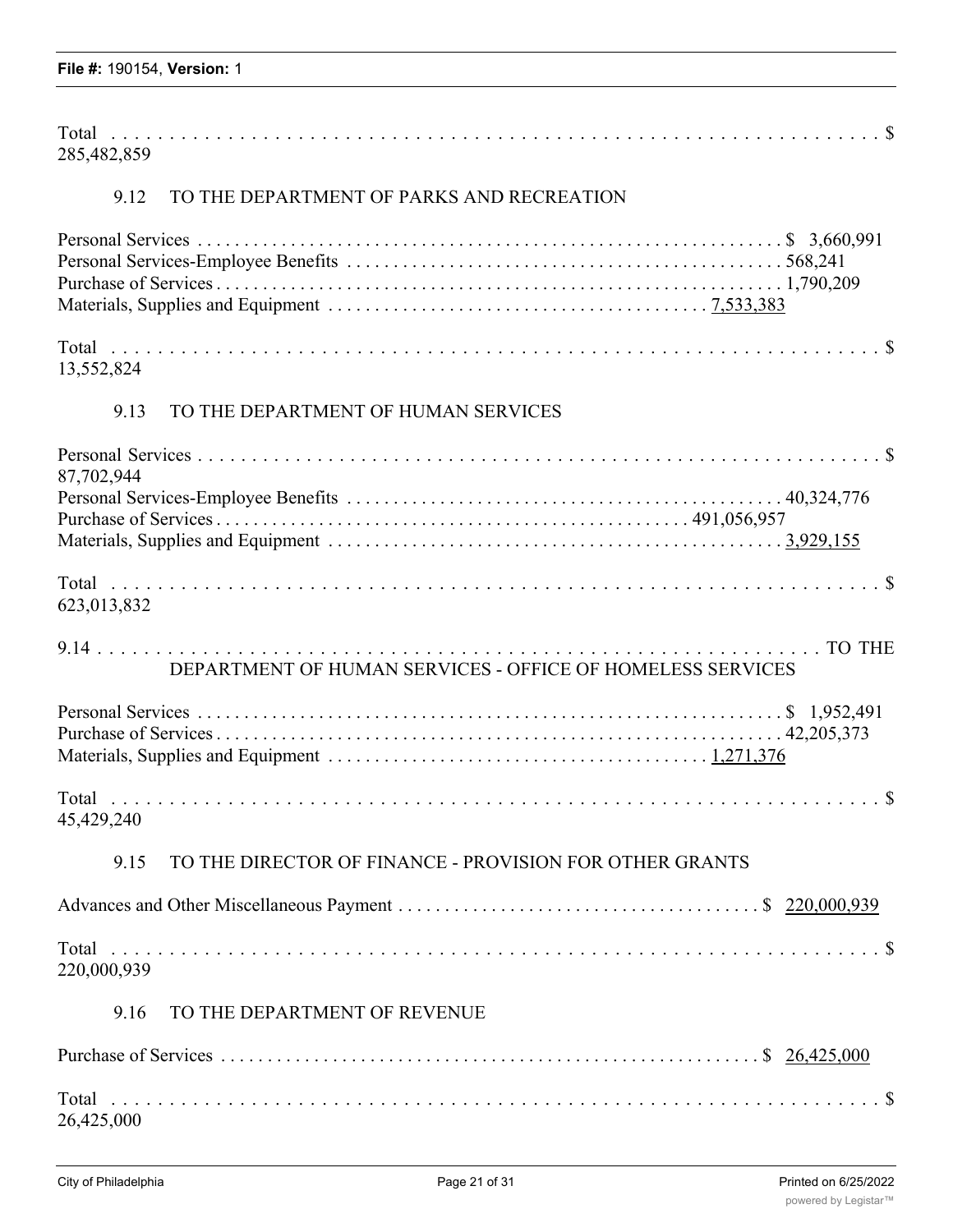Total . . . . . . . . . . . . . . . . . . . . . . . . . . . . . . . . . . . . . . . . . . . . . . . . . . . . . . . . . . . . . . . . . . $ 285,482,859

9.12 TO THE DEPARTMENT OF PARKS AND RECREATION

Personal Services . . . . . . . . . . . . . . . . . . . . . . . . . . . . . . . . . . . . . . . . . . . . . . . . . . . . . . . . . . . $ 3,660,991
Personal Services-Employee Benefits . . . . . . . . . . . . . . . . . . . . . . . . . . . . . . . . . . . . . . . . . . . . . . 568,241
Purchase of Services . . . . . . . . . . . . . . . . . . . . . . . . . . . . . . . . . . . . . . . . . . . . . . . . . . . . . . . . . . . 1,790,209
Materials, Supplies and Equipment . . . . . . . . . . . . . . . . . . . . . . . . . . . . . . . . . . . . . . 7,533,383

Total . . . . . . . . . . . . . . . . . . . . . . . . . . . . . . . . . . . . . . . . . . . . . . . . . . . . . . . . . . . . . . . . . . $ 13,552,824

9.13 TO THE DEPARTMENT OF HUMAN SERVICES

Personal Services . . . . . . . . . . . . . . . . . . . . . . . . . . . . . . . . . . . . . . . . . . . . . . . . . . . . . . . . . . . . . . $ 87,702,944
Personal Services-Employee Benefits . . . . . . . . . . . . . . . . . . . . . . . . . . . . . . . . . . . . . . . . . . . . . . 40,324,776
Purchase of Services . . . . . . . . . . . . . . . . . . . . . . . . . . . . . . . . . . . . . . . . . . . . . . . . . 491,056,957
Materials, Supplies and Equipment . . . . . . . . . . . . . . . . . . . . . . . . . . . . . . . . . . . . . . . . . . . . . . . 3,929,155

Total . . . . . . . . . . . . . . . . . . . . . . . . . . . . . . . . . . . . . . . . . . . . . . . . . . . . . . . . . . . . . . . . . . $ 623,013,832

9.14 TO THE DEPARTMENT OF HUMAN SERVICES - OFFICE OF HOMELESS SERVICES

Personal Services . . . . . . . . . . . . . . . . . . . . . . . . . . . . . . . . . . . . . . . . . . . . . . . . . . . . . . . . . . . $ 1,952,491
Purchase of Services . . . . . . . . . . . . . . . . . . . . . . . . . . . . . . . . . . . . . . . . . . . . . . . . . . . . . . . . . . . 42,205,373
Materials, Supplies and Equipment . . . . . . . . . . . . . . . . . . . . . . . . . . . . . . . . . . . . . . . 1,271,376

Total . . . . . . . . . . . . . . . . . . . . . . . . . . . . . . . . . . . . . . . . . . . . . . . . . . . . . . . . . . . . . . . . . . $ 45,429,240

9.15 TO THE DIRECTOR OF FINANCE - PROVISION FOR OTHER GRANTS

Advances and Other Miscellaneous Payment . . . . . . . . . . . . . . . . . . . . . . . . . . . . . . . . . . . . . . $ 220,000,939

Total . . . . . . . . . . . . . . . . . . . . . . . . . . . . . . . . . . . . . . . . . . . . . . . . . . . . . . . . . . . . . . . . . . $ 220,000,939

9.16 TO THE DEPARTMENT OF REVENUE

Purchase of Services . . . . . . . . . . . . . . . . . . . . . . . . . . . . . . . . . . . . . . . . . . . . . . . . . . . . . . . . . $ 26,425,000

Total . . . . . . . . . . . . . . . . . . . . . . . . . . . . . . . . . . . . . . . . . . . . . . . . . . . . . . . . . . . . . . . . . . $ 26,425,000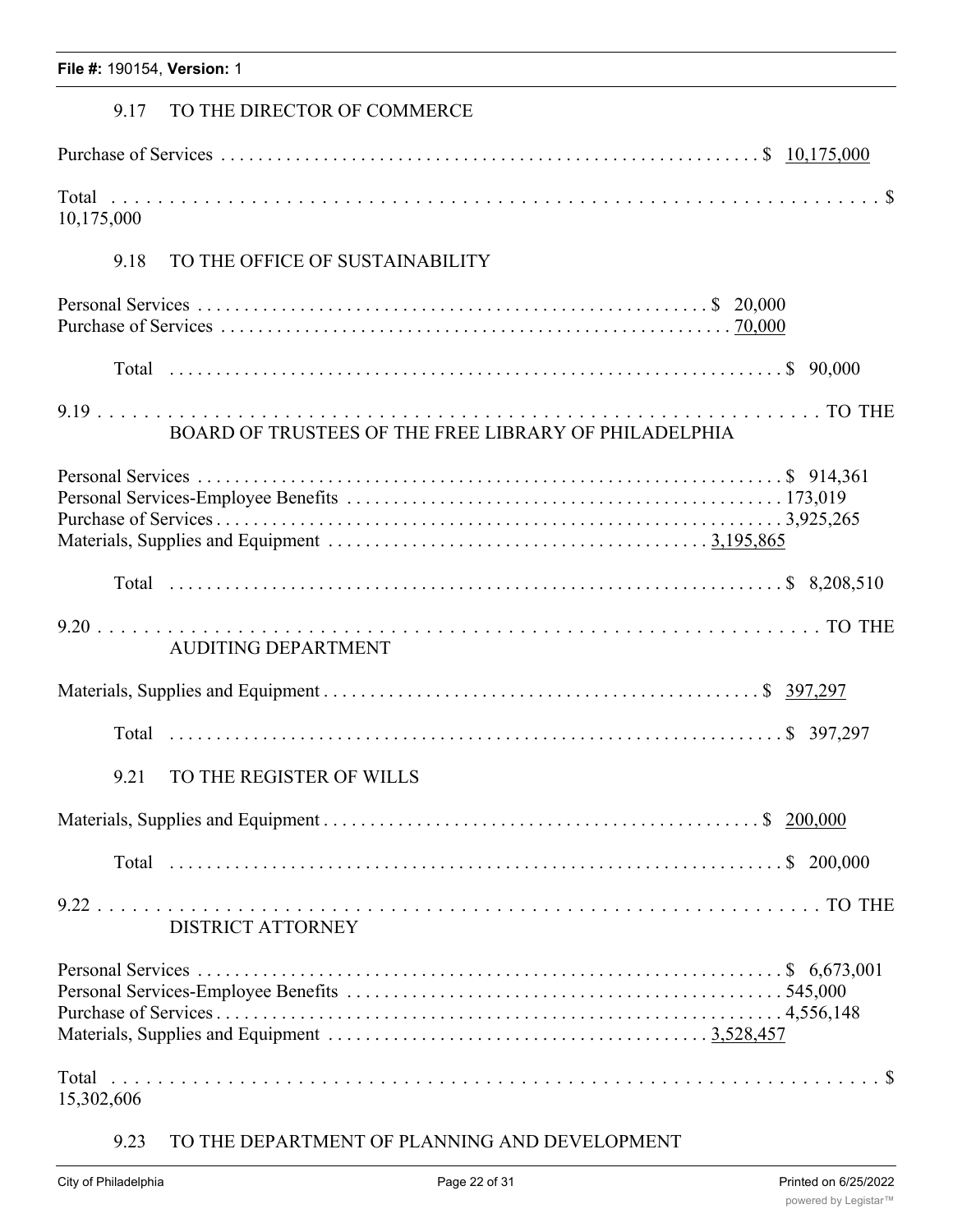9.17 TO THE DIRECTOR OF COMMERCE

| | |
|---|---|
| Purchase of Services | $ 10,175,000 |
| Total | $ 10,175,000 |

9.18 TO THE OFFICE OF SUSTAINABILITY

| | |
|---|---|
| Personal Services | $ 20,000 |
| Purchase of Services | 70,000 |
| Total | $ 90,000 |

9.19 TO THE BOARD OF TRUSTEES OF THE FREE LIBRARY OF PHILADELPHIA

| | |
|---|---|
| Personal Services | $ 914,361 |
| Personal Services-Employee Benefits | 173,019 |
| Purchase of Services | 3,925,265 |
| Materials, Supplies and Equipment | 3,195,865 |
| Total | $ 8,208,510 |

9.20 TO THE AUDITING DEPARTMENT

| | |
|---|---|
| Materials, Supplies and Equipment | $ 397,297 |
| Total | $ 397,297 |

9.21 TO THE REGISTER OF WILLS

| | |
|---|---|
| Materials, Supplies and Equipment | $ 200,000 |
| Total | $ 200,000 |

9.22 TO THE DISTRICT ATTORNEY

| | |
|---|---|
| Personal Services | $ 6,673,001 |
| Personal Services-Employee Benefits | 545,000 |
| Purchase of Services | 4,556,148 |
| Materials, Supplies and Equipment | 3,528,457 |
| Total | $ 15,302,606 |

9.23 TO THE DEPARTMENT OF PLANNING AND DEVELOPMENT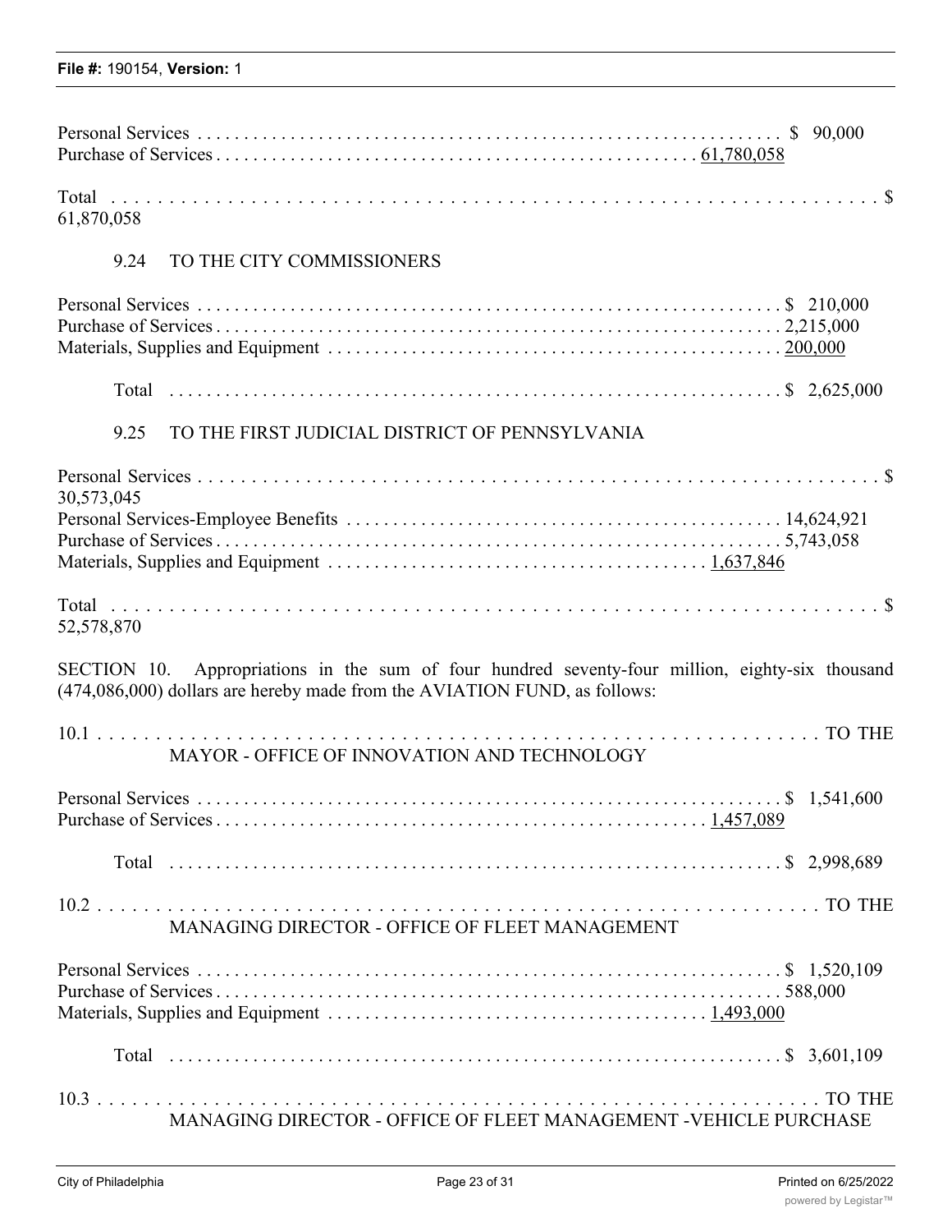Personal Services . . . . . . . . . . . . . . . . . . . . . . . . . . . . . . . . . . . . . . . . . . . . . . . . . . . . . . . . . . . . . . $ 90,000
Purchase of Services . . . . . . . . . . . . . . . . . . . . . . . . . . . . . . . . . . . . . . . . . . . . . . . . . . . . 61,780,058

Total . . . . . . . . . . . . . . . . . . . . . . . . . . . . . . . . . . . . . . . . . . . . . . . . . . . . . . . . . . . . . . . . . . . $ 61,870,058

9.24 TO THE CITY COMMISSIONERS

Personal Services . . . . . . . . . . . . . . . . . . . . . . . . . . . . . . . . . . . . . . . . . . . . . . . . . . . . . . . . . . . . . . $ 210,000
Purchase of Services . . . . . . . . . . . . . . . . . . . . . . . . . . . . . . . . . . . . . . . . . . . . . . . . . . . . . . . . . . . 2,215,000
Materials, Supplies and Equipment . . . . . . . . . . . . . . . . . . . . . . . . . . . . . . . . . . . . . . . . . . . . . . . . 200,000

Total . . . . . . . . . . . . . . . . . . . . . . . . . . . . . . . . . . . . . . . . . . . . . . . . . . . . . . . . . . . . . . . $ 2,625,000

9.25 TO THE FIRST JUDICIAL DISTRICT OF PENNSYLVANIA

Personal Services . . . . . . . . . . . . . . . . . . . . . . . . . . . . . . . . . . . . . . . . . . . . . . . . . . . . . . . . . . . . . . . . . $ 30,573,045
Personal Services-Employee Benefits . . . . . . . . . . . . . . . . . . . . . . . . . . . . . . . . . . . . . . . . . . . . . . 14,624,921
Purchase of Services . . . . . . . . . . . . . . . . . . . . . . . . . . . . . . . . . . . . . . . . . . . . . . . . . . . . . . . . . . . 5,743,058
Materials, Supplies and Equipment . . . . . . . . . . . . . . . . . . . . . . . . . . . . . . . . . . . . . . . . 1,637,846

Total . . . . . . . . . . . . . . . . . . . . . . . . . . . . . . . . . . . . . . . . . . . . . . . . . . . . . . . . . . . . . . . . . . . $ 52,578,870

SECTION 10. Appropriations in the sum of four hundred seventy-four million, eighty-six thousand (474,086,000) dollars are hereby made from the AVIATION FUND, as follows:

10.1 . . . . . . . . . . . . . . . . . . . . . . . . . . . . . . . . . . . . . . . . . . . . . . . . . . . . . . . . . . . . . . . . . . TO THE MAYOR - OFFICE OF INNOVATION AND TECHNOLOGY

Personal Services . . . . . . . . . . . . . . . . . . . . . . . . . . . . . . . . . . . . . . . . . . . . . . . . . . . . . . . . . . . . . . $ 1,541,600
Purchase of Services . . . . . . . . . . . . . . . . . . . . . . . . . . . . . . . . . . . . . . . . . . . . . . . . . . . . 1,457,089

Total . . . . . . . . . . . . . . . . . . . . . . . . . . . . . . . . . . . . . . . . . . . . . . . . . . . . . . . . . . . . . . . $ 2,998,689

10.2 . . . . . . . . . . . . . . . . . . . . . . . . . . . . . . . . . . . . . . . . . . . . . . . . . . . . . . . . . . . . . . . . . . TO THE MANAGING DIRECTOR - OFFICE OF FLEET MANAGEMENT

Personal Services . . . . . . . . . . . . . . . . . . . . . . . . . . . . . . . . . . . . . . . . . . . . . . . . . . . . . . . . . . . . . . $ 1,520,109
Purchase of Services . . . . . . . . . . . . . . . . . . . . . . . . . . . . . . . . . . . . . . . . . . . . . . . . . . . . . . . . . . . 588,000
Materials, Supplies and Equipment . . . . . . . . . . . . . . . . . . . . . . . . . . . . . . . . . . . . . . . . 1,493,000

Total . . . . . . . . . . . . . . . . . . . . . . . . . . . . . . . . . . . . . . . . . . . . . . . . . . . . . . . . . . . . . . . $ 3,601,109

10.3 . . . . . . . . . . . . . . . . . . . . . . . . . . . . . . . . . . . . . . . . . . . . . . . . . . . . . . . . . . . . . . . . . . TO THE MANAGING DIRECTOR - OFFICE OF FLEET MANAGEMENT -VEHICLE PURCHASE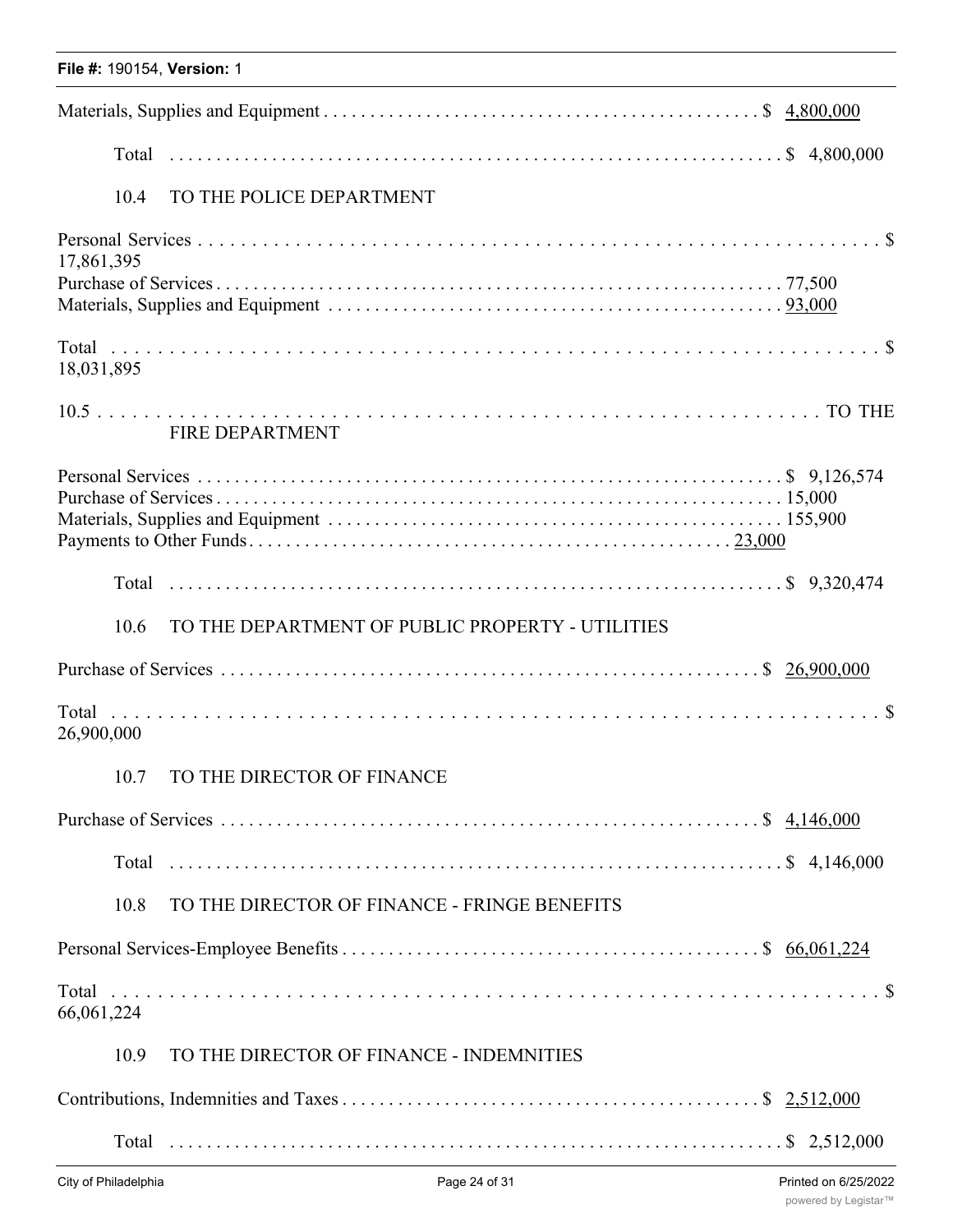Materials, Supplies and Equipment . . . . . . . . . . . . . . . . . . . . . . . . . . . . . . . . . . . . . . . . . . . . . . . $ 4,800,000

Total . . . . . . . . . . . . . . . . . . . . . . . . . . . . . . . . . . . . . . . . . . . . . . . . . . . . . . . . . . . . . . . . $ 4,800,000

10.4 TO THE POLICE DEPARTMENT

Personal Services . . . . . . . . . . . . . . . . . . . . . . . . . . . . . . . . . . . . . . . . . . . . . . . . . . . . . . . . . . . . $ 17,861,395
Purchase of Services . . . . . . . . . . . . . . . . . . . . . . . . . . . . . . . . . . . . . . . . . . . . . . . . . . . . . . . . . . 77,500
Materials, Supplies and Equipment . . . . . . . . . . . . . . . . . . . . . . . . . . . . . . . . . . . . . . . . . . . . . . . 93,000

Total . . . . . . . . . . . . . . . . . . . . . . . . . . . . . . . . . . . . . . . . . . . . . . . . . . . . . . . . . . . . . . . . . . . . $ 18,031,895

10.5 . . . . . . . . . . . . . . . . . . . . . . . . . . . . . . . . . . . . . . . . . . . . . . . . . . . . . . . . . . . . . . . . . . . . TO THE FIRE DEPARTMENT

Personal Services . . . . . . . . . . . . . . . . . . . . . . . . . . . . . . . . . . . . . . . . . . . . . . . . . . . . . . . . . . . $ 9,126,574
Purchase of Services . . . . . . . . . . . . . . . . . . . . . . . . . . . . . . . . . . . . . . . . . . . . . . . . . . . . . . . . . . 15,000
Materials, Supplies and Equipment . . . . . . . . . . . . . . . . . . . . . . . . . . . . . . . . . . . . . . . . . . . . . . . 155,900
Payments to Other Funds . . . . . . . . . . . . . . . . . . . . . . . . . . . . . . . . . . . . . . . . . . . . . . . . . . . . 23,000

Total . . . . . . . . . . . . . . . . . . . . . . . . . . . . . . . . . . . . . . . . . . . . . . . . . . . . . . . . . . . . . . . . $ 9,320,474

10.6 TO THE DEPARTMENT OF PUBLIC PROPERTY - UTILITIES

Purchase of Services . . . . . . . . . . . . . . . . . . . . . . . . . . . . . . . . . . . . . . . . . . . . . . . . . . . . . . . . $ 26,900,000

Total . . . . . . . . . . . . . . . . . . . . . . . . . . . . . . . . . . . . . . . . . . . . . . . . . . . . . . . . . . . . . . . . . . . . $ 26,900,000

10.7 TO THE DIRECTOR OF FINANCE

Purchase of Services . . . . . . . . . . . . . . . . . . . . . . . . . . . . . . . . . . . . . . . . . . . . . . . . . . . . . . . . $ 4,146,000

Total . . . . . . . . . . . . . . . . . . . . . . . . . . . . . . . . . . . . . . . . . . . . . . . . . . . . . . . . . . . . . . . . $ 4,146,000

10.8 TO THE DIRECTOR OF FINANCE - FRINGE BENEFITS

Personal Services-Employee Benefits . . . . . . . . . . . . . . . . . . . . . . . . . . . . . . . . . . . . . . . . . . . . $ 66,061,224

Total . . . . . . . . . . . . . . . . . . . . . . . . . . . . . . . . . . . . . . . . . . . . . . . . . . . . . . . . . . . . . . . . . . . . $ 66,061,224

10.9 TO THE DIRECTOR OF FINANCE - INDEMNITIES

Contributions, Indemnities and Taxes . . . . . . . . . . . . . . . . . . . . . . . . . . . . . . . . . . . . . . . . . . . . $ 2,512,000

Total . . . . . . . . . . . . . . . . . . . . . . . . . . . . . . . . . . . . . . . . . . . . . . . . . . . . . . . . . . . . . . . . $ 2,512,000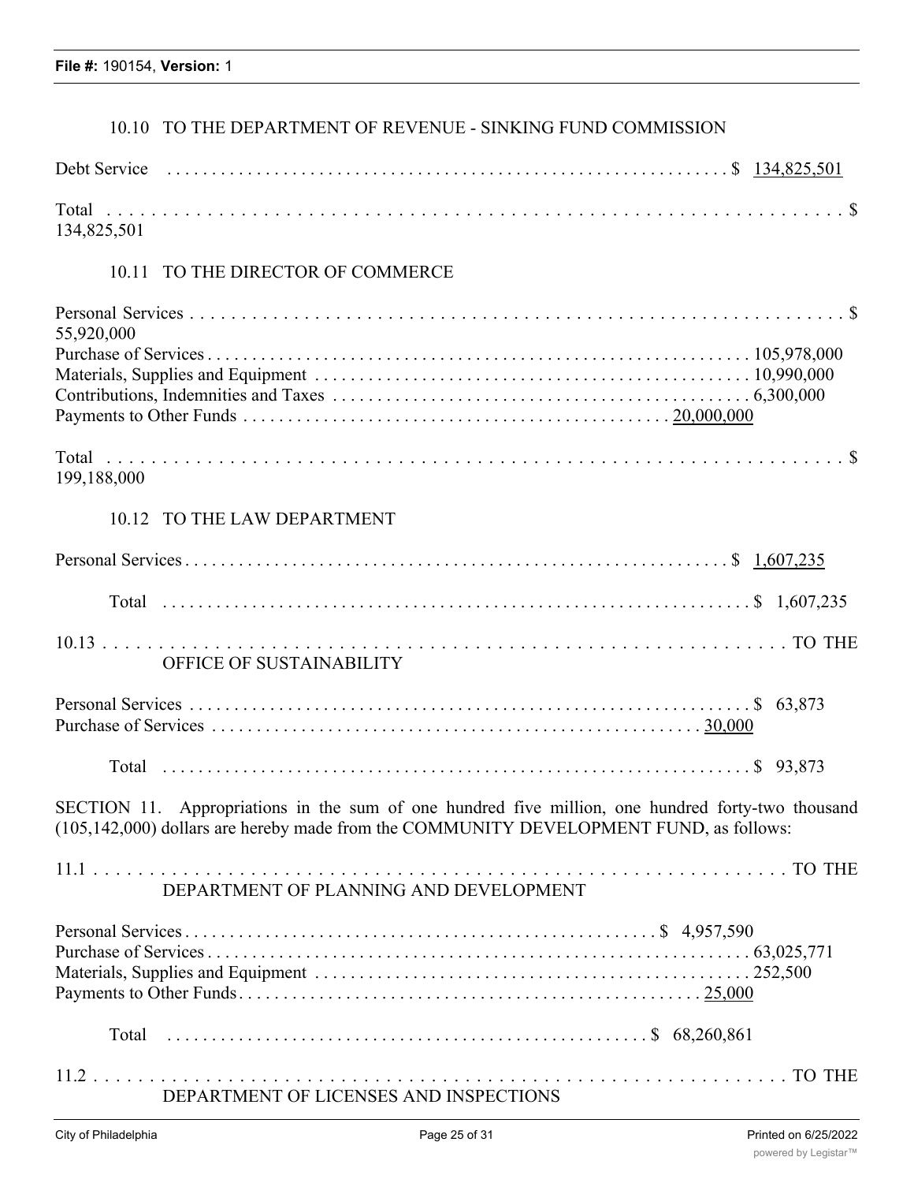10.10 TO THE DEPARTMENT OF REVENUE - SINKING FUND COMMISSION

| | |
|---|---|
| Debt Service | $ 134,825,501 |
| Total | $ 134,825,501 |

10.11 TO THE DIRECTOR OF COMMERCE

| | |
|---|---|
| Personal Services | $ 55,920,000 |
| Purchase of Services | 105,978,000 |
| Materials, Supplies and Equipment | 10,990,000 |
| Contributions, Indemnities and Taxes | 6,300,000 |
| Payments to Other Funds | 20,000,000 |
| Total | $ 199,188,000 |

10.12 TO THE LAW DEPARTMENT

| | |
|---|---|
| Personal Services | $ 1,607,235 |
| Total | $ 1,607,235 |

10.13 TO THE OFFICE OF SUSTAINABILITY

| | |
|---|---|
| Personal Services | $ 63,873 |
| Purchase of Services | 30,000 |
| Total | $ 93,873 |

SECTION 11. Appropriations in the sum of one hundred five million, one hundred forty-two thousand (105,142,000) dollars are hereby made from the COMMUNITY DEVELOPMENT FUND, as follows:

11.1 TO THE DEPARTMENT OF PLANNING AND DEVELOPMENT

| | |
|---|---|
| Personal Services | $ 4,957,590 |
| Purchase of Services | 63,025,771 |
| Materials, Supplies and Equipment | 252,500 |
| Payments to Other Funds | 25,000 |
| Total | $ 68,260,861 |

11.2 TO THE DEPARTMENT OF LICENSES AND INSPECTIONS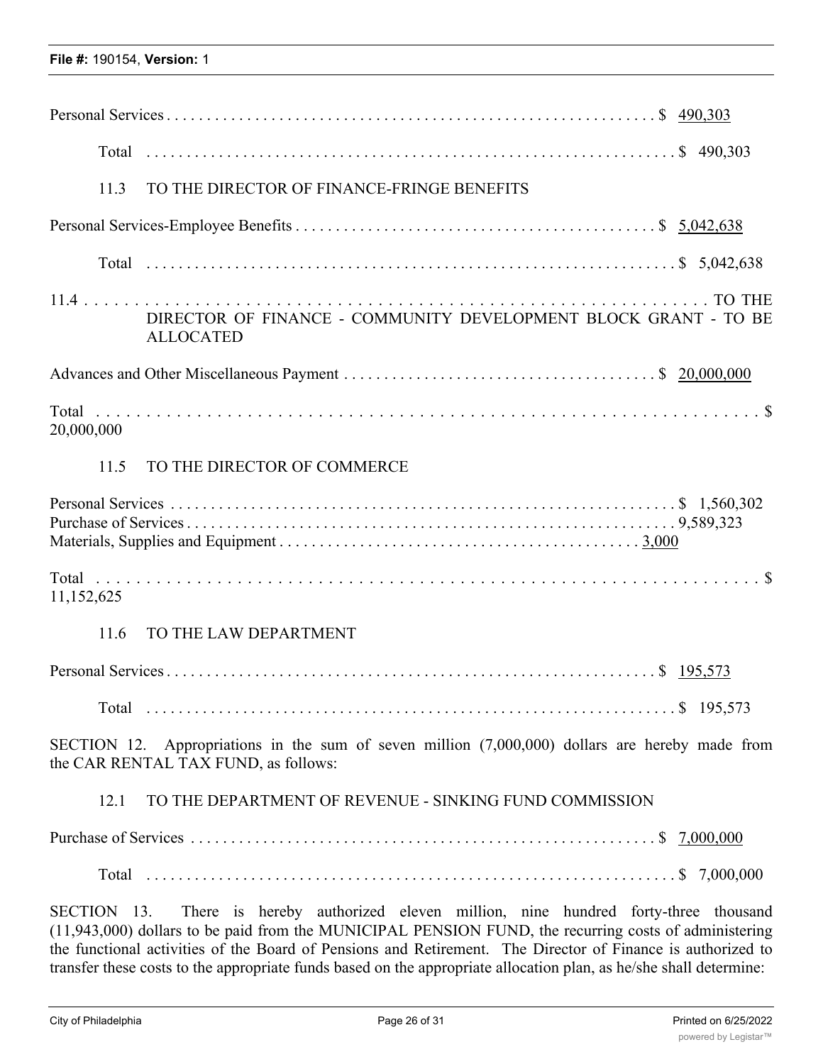Personal Services . . . . . . . . . . . . . . . . . . . . . . . . . . . . . . . . . . . . . . . . . . . . . . . . . . . . . . . . . . . . . $ 490,303

Total . . . . . . . . . . . . . . . . . . . . . . . . . . . . . . . . . . . . . . . . . . . . . . . . . . . . . . . . . . . . . . . . . $ 490,303

11.3 TO THE DIRECTOR OF FINANCE-FRINGE BENEFITS

Personal Services-Employee Benefits . . . . . . . . . . . . . . . . . . . . . . . . . . . . . . . . . . . . . . . . . . . . . $ 5,042,638

Total . . . . . . . . . . . . . . . . . . . . . . . . . . . . . . . . . . . . . . . . . . . . . . . . . . . . . . . . . . . . . . . . . $ 5,042,638

11.4 . . . . . . . . . . . . . . . . . . . . . . . . . . . . . . . . . . . . . . . . . . . . . . . . . . . . . . . . . . . . . . . TO THE DIRECTOR OF FINANCE - COMMUNITY DEVELOPMENT BLOCK GRANT - TO BE ALLOCATED

Advances and Other Miscellaneous Payment . . . . . . . . . . . . . . . . . . . . . . . . . . . . . . . . . . . . . . . $ 20,000,000

Total . . . . . . . . . . . . . . . . . . . . . . . . . . . . . . . . . . . . . . . . . . . . . . . . . . . . . . . . . . . . . . . . . . . . $ 20,000,000

11.5 TO THE DIRECTOR OF COMMERCE

Personal Services . . . . . . . . . . . . . . . . . . . . . . . . . . . . . . . . . . . . . . . . . . . . . . . . . . . . . . . . . . . . $ 1,560,302
Purchase of Services . . . . . . . . . . . . . . . . . . . . . . . . . . . . . . . . . . . . . . . . . . . . . . . . . . . . . . . . . 9,589,323
Materials, Supplies and Equipment . . . . . . . . . . . . . . . . . . . . . . . . . . . . . . . . . . . . . . . . . . . . 3,000

Total . . . . . . . . . . . . . . . . . . . . . . . . . . . . . . . . . . . . . . . . . . . . . . . . . . . . . . . . . . . . . . . . . . . . $ 11,152,625

11.6 TO THE LAW DEPARTMENT

Personal Services . . . . . . . . . . . . . . . . . . . . . . . . . . . . . . . . . . . . . . . . . . . . . . . . . . . . . . . . . . . . . $ 195,573

Total . . . . . . . . . . . . . . . . . . . . . . . . . . . . . . . . . . . . . . . . . . . . . . . . . . . . . . . . . . . . . . . . . $ 195,573

SECTION 12. Appropriations in the sum of seven million (7,000,000) dollars are hereby made from the CAR RENTAL TAX FUND, as follows:

12.1 TO THE DEPARTMENT OF REVENUE - SINKING FUND COMMISSION

Purchase of Services . . . . . . . . . . . . . . . . . . . . . . . . . . . . . . . . . . . . . . . . . . . . . . . . . . . . . . . . . $ 7,000,000

Total . . . . . . . . . . . . . . . . . . . . . . . . . . . . . . . . . . . . . . . . . . . . . . . . . . . . . . . . . . . . . . . . . $ 7,000,000

SECTION 13. There is hereby authorized eleven million, nine hundred forty-three thousand (11,943,000) dollars to be paid from the MUNICIPAL PENSION FUND, the recurring costs of administering the functional activities of the Board of Pensions and Retirement. The Director of Finance is authorized to transfer these costs to the appropriate funds based on the appropriate allocation plan, as he/she shall determine: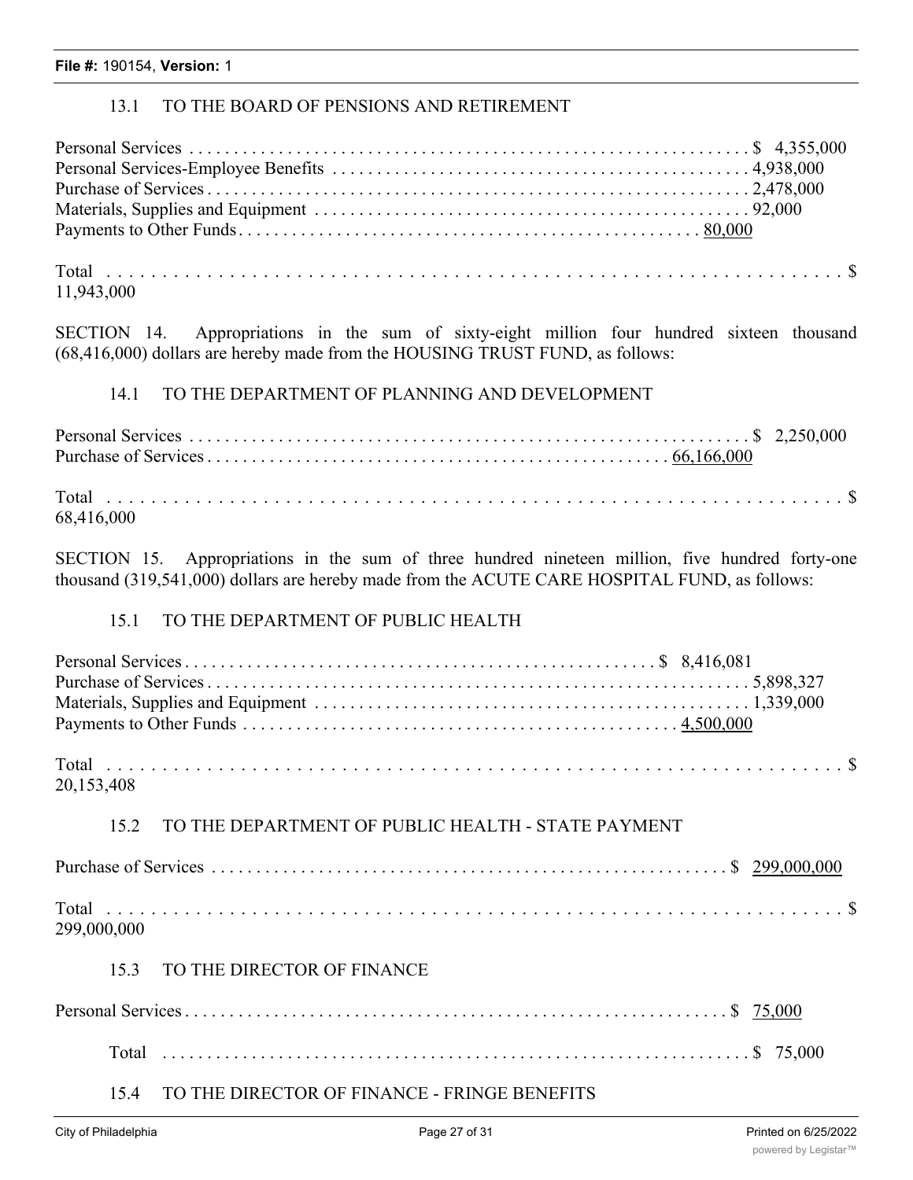File #: 190154, Version: 1

13.1 TO THE BOARD OF PENSIONS AND RETIREMENT

Personal Services . . . . . . . . . . . . . . . . . . . . . . . . . . . . . . . . . . . . . . . . . . . . . . . . . . . . . . . . . . . . . $ 4,355,000
Personal Services-Employee Benefits . . . . . . . . . . . . . . . . . . . . . . . . . . . . . . . . . . . . . . . . . . . . . . 4,938,000
Purchase of Services . . . . . . . . . . . . . . . . . . . . . . . . . . . . . . . . . . . . . . . . . . . . . . . . . . . . . . . . . . . 2,478,000
Materials, Supplies and Equipment . . . . . . . . . . . . . . . . . . . . . . . . . . . . . . . . . . . . . . . . . . . . . . . . 92,000
Payments to Other Funds . . . . . . . . . . . . . . . . . . . . . . . . . . . . . . . . . . . . . . . . . . . . . . . . . . . 80,000

Total . . . . . . . . . . . . . . . . . . . . . . . . . . . . . . . . . . . . . . . . . . . . . . . . . . . . . . . . . . . . . . . . . . . $ 11,943,000

SECTION 14. Appropriations in the sum of sixty-eight million four hundred sixteen thousand (68,416,000) dollars are hereby made from the HOUSING TRUST FUND, as follows:

14.1 TO THE DEPARTMENT OF PLANNING AND DEVELOPMENT

Personal Services . . . . . . . . . . . . . . . . . . . . . . . . . . . . . . . . . . . . . . . . . . . . . . . . . . . . . . . . . . . . . $ 2,250,000
Purchase of Services . . . . . . . . . . . . . . . . . . . . . . . . . . . . . . . . . . . . . . . . . . . . . . . . . . . 66,166,000

Total . . . . . . . . . . . . . . . . . . . . . . . . . . . . . . . . . . . . . . . . . . . . . . . . . . . . . . . . . . . . . . . . . . . $ 68,416,000

SECTION 15. Appropriations in the sum of three hundred nineteen million, five hundred forty-one thousand (319,541,000) dollars are hereby made from the ACUTE CARE HOSPITAL FUND, as follows:

15.1 TO THE DEPARTMENT OF PUBLIC HEALTH

Personal Services . . . . . . . . . . . . . . . . . . . . . . . . . . . . . . . . . . . . . . . . . . . . . . . . . . . $ 8,416,081
Purchase of Services . . . . . . . . . . . . . . . . . . . . . . . . . . . . . . . . . . . . . . . . . . . . . . . . . . . . . . . . . . . 5,898,327
Materials, Supplies and Equipment . . . . . . . . . . . . . . . . . . . . . . . . . . . . . . . . . . . . . . . . . . . . . . . . 1,339,000
Payments to Other Funds . . . . . . . . . . . . . . . . . . . . . . . . . . . . . . . . . . . . . . . . . . . . . . . . 4,500,000

Total . . . . . . . . . . . . . . . . . . . . . . . . . . . . . . . . . . . . . . . . . . . . . . . . . . . . . . . . . . . . . . . . . . . $ 20,153,408

15.2 TO THE DEPARTMENT OF PUBLIC HEALTH - STATE PAYMENT

Purchase of Services . . . . . . . . . . . . . . . . . . . . . . . . . . . . . . . . . . . . . . . . . . . . . . . . . . . . . . . . $ 299,000,000

Total . . . . . . . . . . . . . . . . . . . . . . . . . . . . . . . . . . . . . . . . . . . . . . . . . . . . . . . . . . . . . . . . . . . $ 299,000,000

15.3 TO THE DIRECTOR OF FINANCE

Personal Services . . . . . . . . . . . . . . . . . . . . . . . . . . . . . . . . . . . . . . . . . . . . . . . . . . . . . . . . . . . . $ 75,000

Total . . . . . . . . . . . . . . . . . . . . . . . . . . . . . . . . . . . . . . . . . . . . . . . . . . . . . . . . . . . . . $ 75,000

15.4 TO THE DIRECTOR OF FINANCE - FRINGE BENEFITS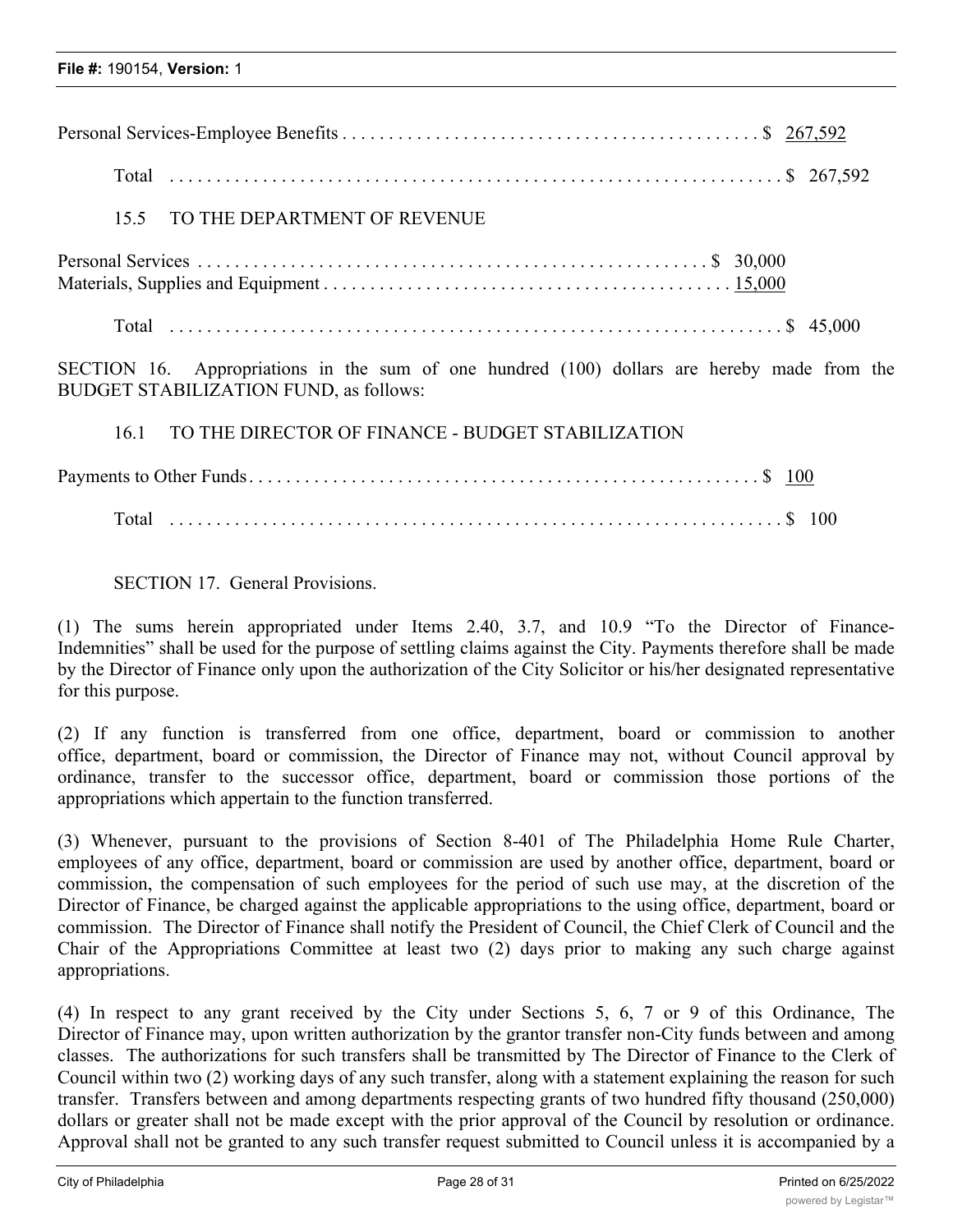Personal Services-Employee Benefits . . . . . . . . . . . . . . . . . . . . . . . . . . . . . . . . . . . . . . . . . . . . . $ 267,592

Total . . . . . . . . . . . . . . . . . . . . . . . . . . . . . . . . . . . . . . . . . . . . . . . . . . . . . . . . . . . . . . . $ 267,592

15.5 TO THE DEPARTMENT OF REVENUE

Personal Services . . . . . . . . . . . . . . . . . . . . . . . . . . . . . . . . . . . . . . . . . . . . . . . . . . . . . $ 30,000
Materials, Supplies and Equipment . . . . . . . . . . . . . . . . . . . . . . . . . . . . . . . . . . . . . . . . . . . 15,000

Total . . . . . . . . . . . . . . . . . . . . . . . . . . . . . . . . . . . . . . . . . . . . . . . . . . . . . . . . . . . . . . . $ 45,000

SECTION 16. Appropriations in the sum of one hundred (100) dollars are hereby made from the BUDGET STABILIZATION FUND, as follows:

16.1 TO THE DIRECTOR OF FINANCE - BUDGET STABILIZATION

Payments to Other Funds . . . . . . . . . . . . . . . . . . . . . . . . . . . . . . . . . . . . . . . . . . . . . . . . . . . . . $ 100

Total . . . . . . . . . . . . . . . . . . . . . . . . . . . . . . . . . . . . . . . . . . . . . . . . . . . . . . . . . . . . . . . $ 100

SECTION 17. General Provisions.

(1) The sums herein appropriated under Items 2.40, 3.7, and 10.9 "To the Director of Finance-Indemnities" shall be used for the purpose of settling claims against the City. Payments therefore shall be made by the Director of Finance only upon the authorization of the City Solicitor or his/her designated representative for this purpose.

(2) If any function is transferred from one office, department, board or commission to another office, department, board or commission, the Director of Finance may not, without Council approval by ordinance, transfer to the successor office, department, board or commission those portions of the appropriations which appertain to the function transferred.

(3) Whenever, pursuant to the provisions of Section 8-401 of The Philadelphia Home Rule Charter, employees of any office, department, board or commission are used by another office, department, board or commission, the compensation of such employees for the period of such use may, at the discretion of the Director of Finance, be charged against the applicable appropriations to the using office, department, board or commission. The Director of Finance shall notify the President of Council, the Chief Clerk of Council and the Chair of the Appropriations Committee at least two (2) days prior to making any such charge against appropriations.

(4) In respect to any grant received by the City under Sections 5, 6, 7 or 9 of this Ordinance, The Director of Finance may, upon written authorization by the grantor transfer non-City funds between and among classes. The authorizations for such transfers shall be transmitted by The Director of Finance to the Clerk of Council within two (2) working days of any such transfer, along with a statement explaining the reason for such transfer. Transfers between and among departments respecting grants of two hundred fifty thousand (250,000) dollars or greater shall not be made except with the prior approval of the Council by resolution or ordinance. Approval shall not be granted to any such transfer request submitted to Council unless it is accompanied by a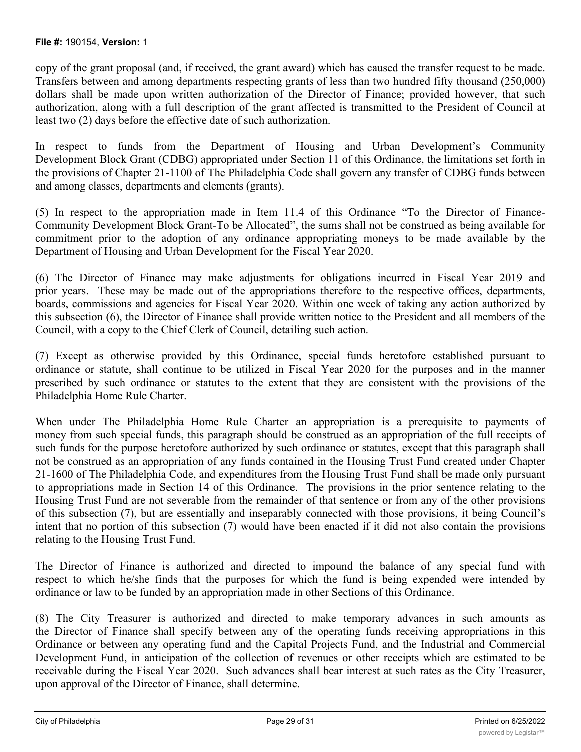copy of the grant proposal (and, if received, the grant award) which has caused the transfer request to be made. Transfers between and among departments respecting grants of less than two hundred fifty thousand (250,000) dollars shall be made upon written authorization of the Director of Finance; provided however, that such authorization, along with a full description of the grant affected is transmitted to the President of Council at least two (2) days before the effective date of such authorization.

In respect to funds from the Department of Housing and Urban Development's Community Development Block Grant (CDBG) appropriated under Section 11 of this Ordinance, the limitations set forth in the provisions of Chapter 21-1100 of The Philadelphia Code shall govern any transfer of CDBG funds between and among classes, departments and elements (grants).

(5) In respect to the appropriation made in Item 11.4 of this Ordinance "To the Director of Finance-Community Development Block Grant-To be Allocated", the sums shall not be construed as being available for commitment prior to the adoption of any ordinance appropriating moneys to be made available by the Department of Housing and Urban Development for the Fiscal Year 2020.

(6) The Director of Finance may make adjustments for obligations incurred in Fiscal Year 2019 and prior years. These may be made out of the appropriations therefore to the respective offices, departments, boards, commissions and agencies for Fiscal Year 2020. Within one week of taking any action authorized by this subsection (6), the Director of Finance shall provide written notice to the President and all members of the Council, with a copy to the Chief Clerk of Council, detailing such action.

(7) Except as otherwise provided by this Ordinance, special funds heretofore established pursuant to ordinance or statute, shall continue to be utilized in Fiscal Year 2020 for the purposes and in the manner prescribed by such ordinance or statutes to the extent that they are consistent with the provisions of the Philadelphia Home Rule Charter.

When under The Philadelphia Home Rule Charter an appropriation is a prerequisite to payments of money from such special funds, this paragraph should be construed as an appropriation of the full receipts of such funds for the purpose heretofore authorized by such ordinance or statutes, except that this paragraph shall not be construed as an appropriation of any funds contained in the Housing Trust Fund created under Chapter 21-1600 of The Philadelphia Code, and expenditures from the Housing Trust Fund shall be made only pursuant to appropriations made in Section 14 of this Ordinance. The provisions in the prior sentence relating to the Housing Trust Fund are not severable from the remainder of that sentence or from any of the other provisions of this subsection (7), but are essentially and inseparably connected with those provisions, it being Council's intent that no portion of this subsection (7) would have been enacted if it did not also contain the provisions relating to the Housing Trust Fund.

The Director of Finance is authorized and directed to impound the balance of any special fund with respect to which he/she finds that the purposes for which the fund is being expended were intended by ordinance or law to be funded by an appropriation made in other Sections of this Ordinance.

(8) The City Treasurer is authorized and directed to make temporary advances in such amounts as the Director of Finance shall specify between any of the operating funds receiving appropriations in this Ordinance or between any operating fund and the Capital Projects Fund, and the Industrial and Commercial Development Fund, in anticipation of the collection of revenues or other receipts which are estimated to be receivable during the Fiscal Year 2020. Such advances shall bear interest at such rates as the City Treasurer, upon approval of the Director of Finance, shall determine.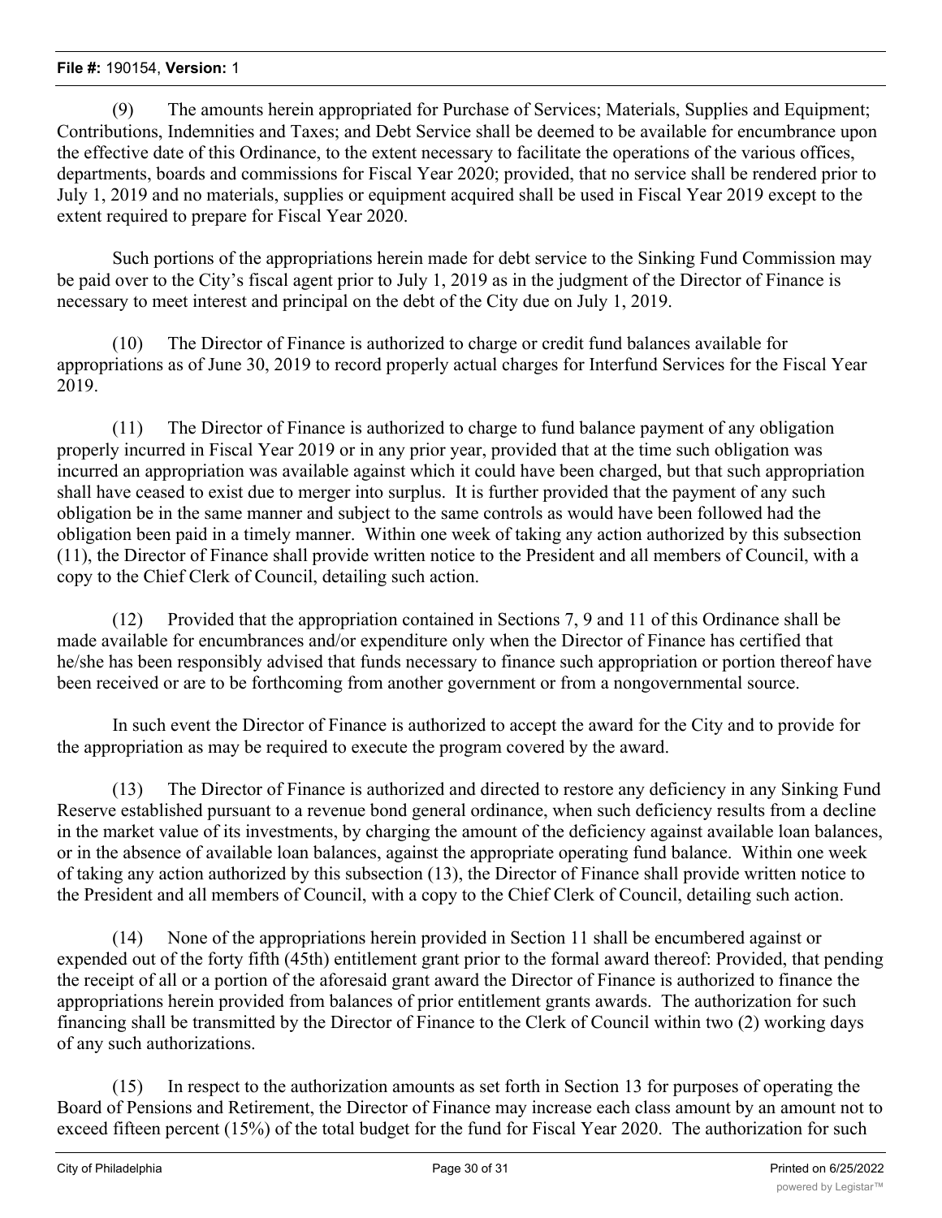(9) The amounts herein appropriated for Purchase of Services; Materials, Supplies and Equipment; Contributions, Indemnities and Taxes; and Debt Service shall be deemed to be available for encumbrance upon the effective date of this Ordinance, to the extent necessary to facilitate the operations of the various offices, departments, boards and commissions for Fiscal Year 2020; provided, that no service shall be rendered prior to July 1, 2019 and no materials, supplies or equipment acquired shall be used in Fiscal Year 2019 except to the extent required to prepare for Fiscal Year 2020.

Such portions of the appropriations herein made for debt service to the Sinking Fund Commission may be paid over to the City's fiscal agent prior to July 1, 2019 as in the judgment of the Director of Finance is necessary to meet interest and principal on the debt of the City due on July 1, 2019.

(10) The Director of Finance is authorized to charge or credit fund balances available for appropriations as of June 30, 2019 to record properly actual charges for Interfund Services for the Fiscal Year 2019.

(11) The Director of Finance is authorized to charge to fund balance payment of any obligation properly incurred in Fiscal Year 2019 or in any prior year, provided that at the time such obligation was incurred an appropriation was available against which it could have been charged, but that such appropriation shall have ceased to exist due to merger into surplus. It is further provided that the payment of any such obligation be in the same manner and subject to the same controls as would have been followed had the obligation been paid in a timely manner. Within one week of taking any action authorized by this subsection (11), the Director of Finance shall provide written notice to the President and all members of Council, with a copy to the Chief Clerk of Council, detailing such action.

(12) Provided that the appropriation contained in Sections 7, 9 and 11 of this Ordinance shall be made available for encumbrances and/or expenditure only when the Director of Finance has certified that he/she has been responsibly advised that funds necessary to finance such appropriation or portion thereof have been received or are to be forthcoming from another government or from a nongovernmental source.

In such event the Director of Finance is authorized to accept the award for the City and to provide for the appropriation as may be required to execute the program covered by the award.

(13) The Director of Finance is authorized and directed to restore any deficiency in any Sinking Fund Reserve established pursuant to a revenue bond general ordinance, when such deficiency results from a decline in the market value of its investments, by charging the amount of the deficiency against available loan balances, or in the absence of available loan balances, against the appropriate operating fund balance. Within one week of taking any action authorized by this subsection (13), the Director of Finance shall provide written notice to the President and all members of Council, with a copy to the Chief Clerk of Council, detailing such action.

(14) None of the appropriations herein provided in Section 11 shall be encumbered against or expended out of the forty fifth (45th) entitlement grant prior to the formal award thereof: Provided, that pending the receipt of all or a portion of the aforesaid grant award the Director of Finance is authorized to finance the appropriations herein provided from balances of prior entitlement grants awards. The authorization for such financing shall be transmitted by the Director of Finance to the Clerk of Council within two (2) working days of any such authorizations.

(15) In respect to the authorization amounts as set forth in Section 13 for purposes of operating the Board of Pensions and Retirement, the Director of Finance may increase each class amount by an amount not to exceed fifteen percent (15%) of the total budget for the fund for Fiscal Year 2020. The authorization for such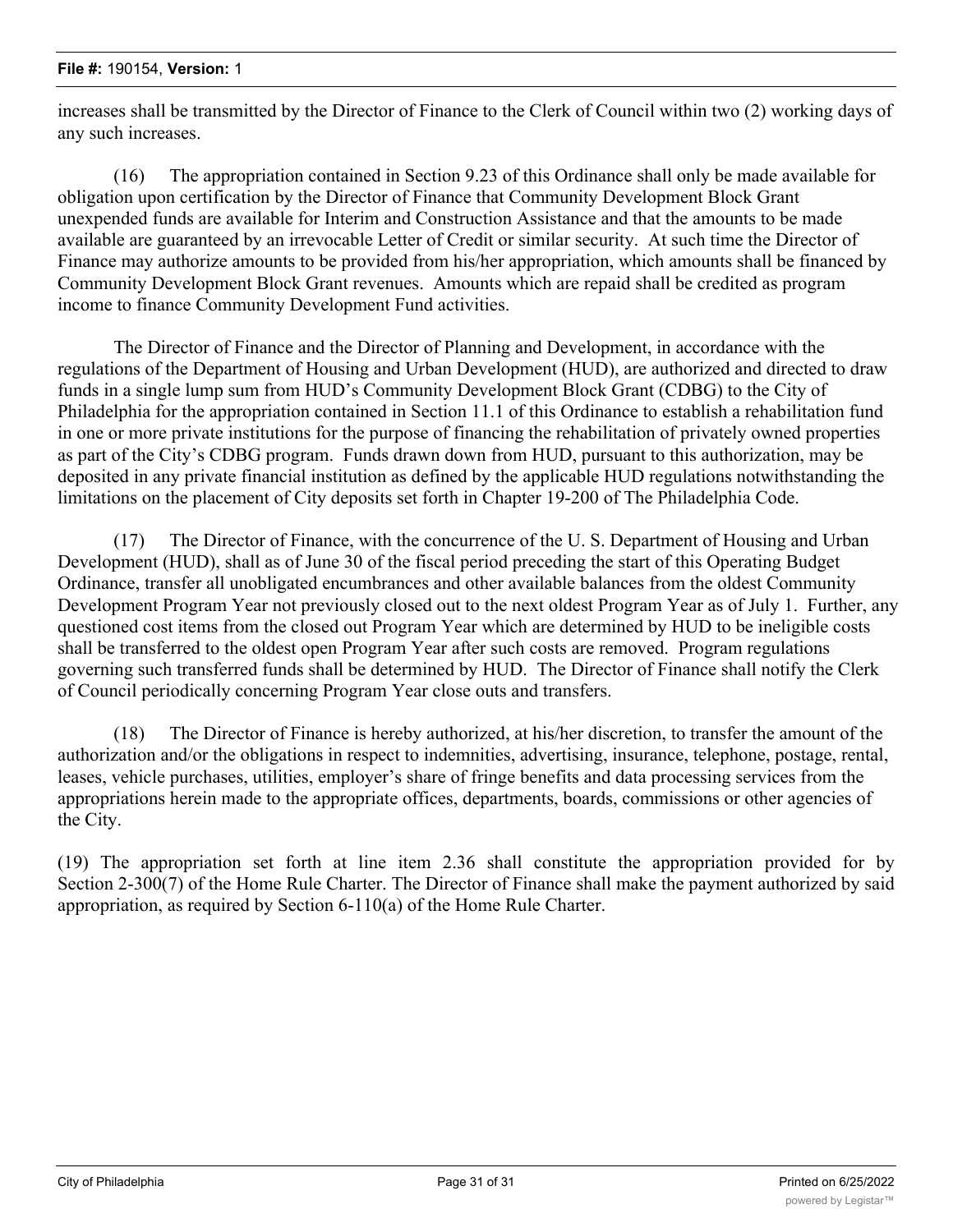increases shall be transmitted by the Director of Finance to the Clerk of Council within two (2) working days of any such increases.

(16) The appropriation contained in Section 9.23 of this Ordinance shall only be made available for obligation upon certification by the Director of Finance that Community Development Block Grant unexpended funds are available for Interim and Construction Assistance and that the amounts to be made available are guaranteed by an irrevocable Letter of Credit or similar security. At such time the Director of Finance may authorize amounts to be provided from his/her appropriation, which amounts shall be financed by Community Development Block Grant revenues. Amounts which are repaid shall be credited as program income to finance Community Development Fund activities.

The Director of Finance and the Director of Planning and Development, in accordance with the regulations of the Department of Housing and Urban Development (HUD), are authorized and directed to draw funds in a single lump sum from HUD's Community Development Block Grant (CDBG) to the City of Philadelphia for the appropriation contained in Section 11.1 of this Ordinance to establish a rehabilitation fund in one or more private institutions for the purpose of financing the rehabilitation of privately owned properties as part of the City's CDBG program. Funds drawn down from HUD, pursuant to this authorization, may be deposited in any private financial institution as defined by the applicable HUD regulations notwithstanding the limitations on the placement of City deposits set forth in Chapter 19-200 of The Philadelphia Code.

(17) The Director of Finance, with the concurrence of the U. S. Department of Housing and Urban Development (HUD), shall as of June 30 of the fiscal period preceding the start of this Operating Budget Ordinance, transfer all unobligated encumbrances and other available balances from the oldest Community Development Program Year not previously closed out to the next oldest Program Year as of July 1. Further, any questioned cost items from the closed out Program Year which are determined by HUD to be ineligible costs shall be transferred to the oldest open Program Year after such costs are removed. Program regulations governing such transferred funds shall be determined by HUD. The Director of Finance shall notify the Clerk of Council periodically concerning Program Year close outs and transfers.

(18) The Director of Finance is hereby authorized, at his/her discretion, to transfer the amount of the authorization and/or the obligations in respect to indemnities, advertising, insurance, telephone, postage, rental, leases, vehicle purchases, utilities, employer's share of fringe benefits and data processing services from the appropriations herein made to the appropriate offices, departments, boards, commissions or other agencies of the City.

(19) The appropriation set forth at line item 2.36 shall constitute the appropriation provided for by Section 2-300(7) of the Home Rule Charter. The Director of Finance shall make the payment authorized by said appropriation, as required by Section 6-110(a) of the Home Rule Charter.